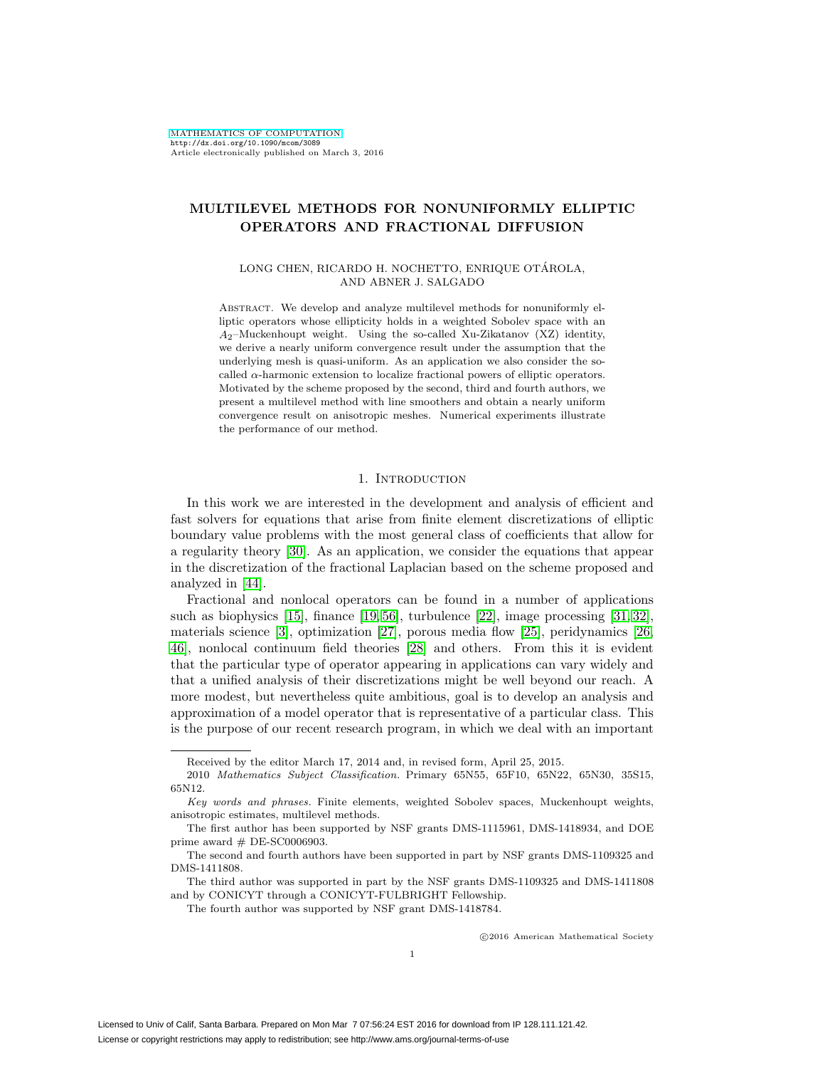# MULTILEVEL METHODS FOR NONUNIFORMLY ELLIPTIC OPERATORS AND FRACTIONAL DIFFUSION

LONG CHEN, RICARDO H. NOCHETTO, ENRIQUE OTÁROLA, AND ABNER J. SALGADO

Abstract. We develop and analyze multilevel methods for nonuniformly elliptic operators whose ellipticity holds in a weighted Sobolev space with an $A_2$–Muckenhoupt weight. Using the so-called Xu-Zikatanov (XZ) identity, we derive a nearly uniform convergence result under the assumption that the underlying mesh is quasi-uniform. As an application we also consider the so-called $\alpha$-harmonic extension to localize fractional powers of elliptic operators. Motivated by the scheme proposed by the second, third and fourth authors, we present a multilevel method with line smoothers and obtain a nearly uniform convergence result on anisotropic meshes. Numerical experiments illustrate the performance of our method.

## 1. Introduction

In this work we are interested in the development and analysis of efficient and fast solvers for equations that arise from finite element discretizations of elliptic boundary value problems with the most general class of coefficients that allow for a regularity theory [30]. As an application, we consider the equations that appear in the discretization of the fractional Laplacian based on the scheme proposed and analyzed in [44].

Fractional and nonlocal operators can be found in a number of applications such as biophysics [15], finance [19,56], turbulence [22], image processing [31,32], materials science [3], optimization [27], porous media flow [25], peridynamics [26,46], nonlocal continuum field theories [28] and others. From this it is evident that the particular type of operator appearing in applications can vary widely and that a unified analysis of their discretizations might be well beyond our reach. A more modest, but nevertheless quite ambitious, goal is to develop an analysis and approximation of a model operator that is representative of a particular class. This is the purpose of our recent research program, in which we deal with an important

---

Received by the editor March 17, 2014 and, in revised form, April 25, 2015.

2010 *Mathematics Subject Classification.* Primary 65N55, 65F10, 65N22, 65N30, 35S15, 65N12.

*Key words and phrases.* Finite elements, weighted Sobolev spaces, Muckenhoupt weights, anisotropic estimates, multilevel methods.

The first author has been supported by NSF grants DMS-1115961, DMS-1418934, and DOE prime award # DE-SC0006903.

The second and fourth authors have been supported in part by NSF grants DMS-1109325 and DMS-1411808.

The third author was supported in part by the NSF grants DMS-1109325 and DMS-1411808 and by CONICYT through a CONICYT-FULBRIGHT Fellowship.

The fourth author was supported by NSF grant DMS-1418784.

©2016 American Mathematical Society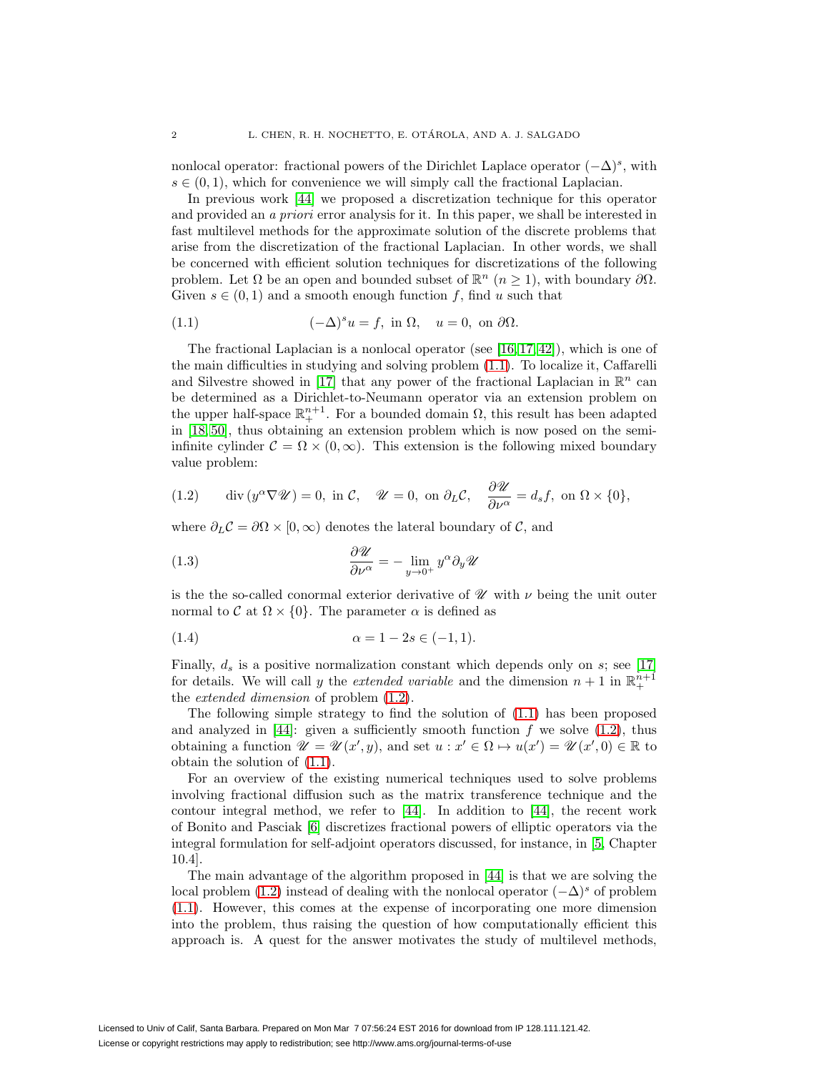nonlocal operator: fractional powers of the Dirichlet Laplace operator $(-\Delta)^s$, with $s \in (0,1)$, which for convenience we will simply call the fractional Laplacian.

In previous work [44] we proposed a discretization technique for this operator and provided an *a priori* error analysis for it. In this paper, we shall be interested in fast multilevel methods for the approximate solution of the discrete problems that arise from the discretization of the fractional Laplacian. In other words, we shall be concerned with efficient solution techniques for discretizations of the following problem. Let $\Omega$ be an open and bounded subset of $\mathbb{R}^n$ ($n \geq 1$), with boundary $\partial\Omega$. Given $s \in (0,1)$ and a smooth enough function $f$, find $u$ such that

$$(-\Delta)^s u = f, \text{ in } \Omega, \quad u = 0, \text{ on } \partial\Omega. \tag{1.1}$$

The fractional Laplacian is a nonlocal operator (see [16, 17, 42]), which is one of the main difficulties in studying and solving problem (1.1). To localize it, Caffarelli and Silvestre showed in [17] that any power of the fractional Laplacian in $\mathbb{R}^n$ can be determined as a Dirichlet-to-Neumann operator via an extension problem on the upper half-space $\mathbb{R}^{n+1}_+$. For a bounded domain $\Omega$, this result has been adapted in [18, 50], thus obtaining an extension problem which is now posed on the semi-infinite cylinder $\mathcal{C} = \Omega \times (0, \infty)$. This extension is the following mixed boundary value problem:

$$\operatorname{div}(y^\alpha \nabla \mathscr{U}) = 0, \text{ in } \mathcal{C}, \quad \mathscr{U} = 0, \text{ on } \partial_L \mathcal{C}, \quad \frac{\partial \mathscr{U}}{\partial \nu^\alpha} = d_s f, \text{ on } \Omega \times \{0\}, \tag{1.2}$$

where $\partial_L \mathcal{C} = \partial\Omega \times [0, \infty)$ denotes the lateral boundary of $\mathcal{C}$, and

$$\frac{\partial \mathscr{U}}{\partial \nu^\alpha} = -\lim_{y \to 0^+} y^\alpha \partial_y \mathscr{U} \tag{1.3}$$

is the the so-called conormal exterior derivative of $\mathscr{U}$ with $\nu$ being the unit outer normal to $\mathcal{C}$ at $\Omega \times \{0\}$. The parameter $\alpha$ is defined as

$$\alpha = 1 - 2s \in (-1, 1). \tag{1.4}$$

Finally, $d_s$ is a positive normalization constant which depends only on $s$; see [17] for details. We will call $y$ the *extended variable* and the dimension $n+1$ in $\mathbb{R}^{n+1}_+$ the *extended dimension* of problem (1.2).

The following simple strategy to find the solution of (1.1) has been proposed and analyzed in [44]: given a sufficiently smooth function $f$ we solve (1.2), thus obtaining a function $\mathscr{U} = \mathscr{U}(x', y)$, and set $u : x' \in \Omega \mapsto u(x') = \mathscr{U}(x', 0) \in \mathbb{R}$ to obtain the solution of (1.1).

For an overview of the existing numerical techniques used to solve problems involving fractional diffusion such as the matrix transference technique and the contour integral method, we refer to [44]. In addition to [44], the recent work of Bonito and Pasciak [6] discretizes fractional powers of elliptic operators via the integral formulation for self-adjoint operators discussed, for instance, in [5, Chapter 10.4].

The main advantage of the algorithm proposed in [44] is that we are solving the local problem (1.2) instead of dealing with the nonlocal operator $(-\Delta)^s$ of problem (1.1). However, this comes at the expense of incorporating one more dimension into the problem, thus raising the question of how computationally efficient this approach is. A quest for the answer motivates the study of multilevel methods,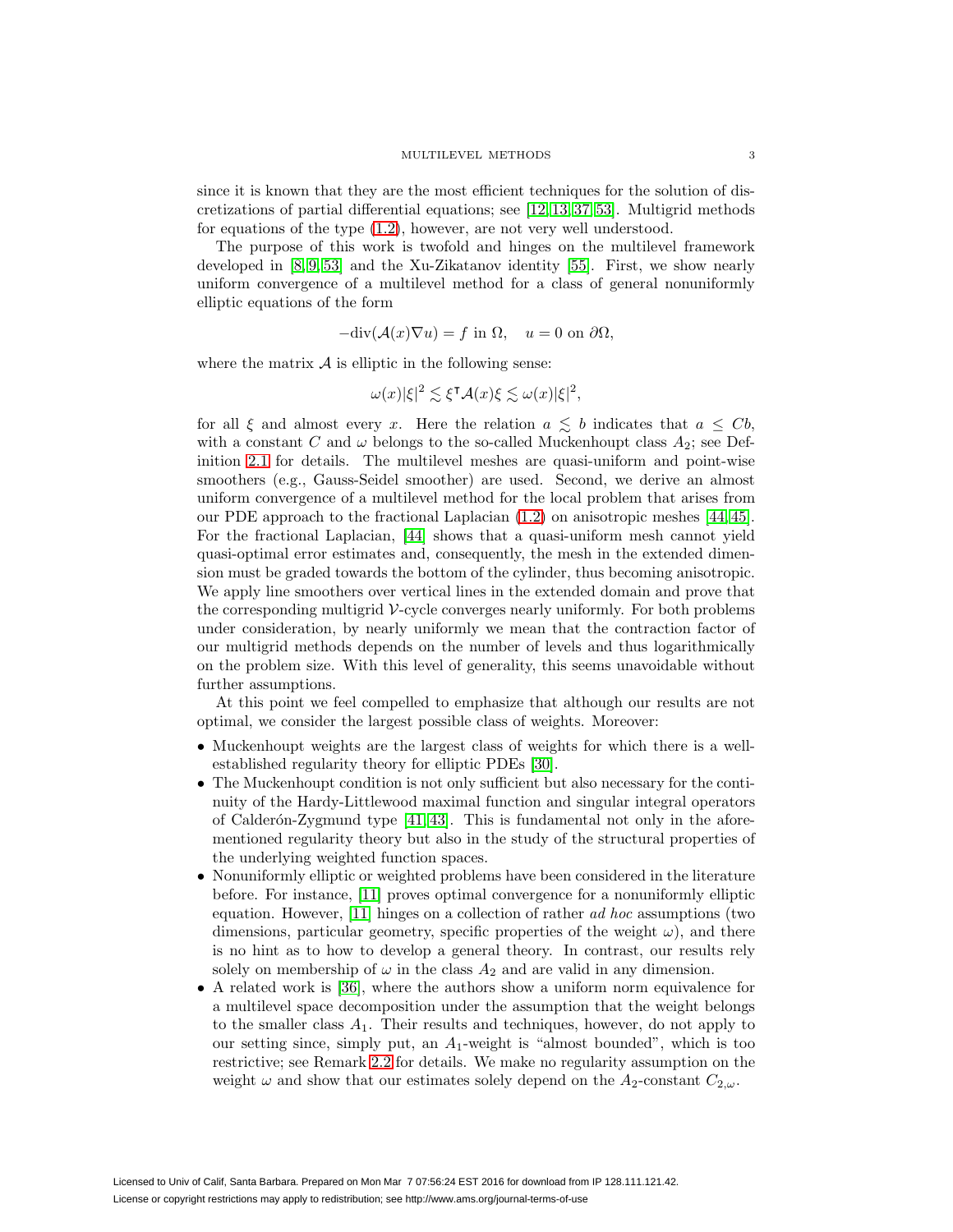since it is known that they are the most efficient techniques for the solution of discretizations of partial differential equations; see [12,13,37,53]. Multigrid methods for equations of the type (1.2), however, are not very well understood.

The purpose of this work is twofold and hinges on the multilevel framework developed in [8,9,53] and the Xu-Zikatanov identity [55]. First, we show nearly uniform convergence of a multilevel method for a class of general nonuniformly elliptic equations of the form

$$-\text{div}(\mathcal{A}(x)\nabla u) = f \text{ in } \Omega, \quad u = 0 \text{ on } \partial\Omega,$$

where the matrix $\mathcal{A}$ is elliptic in the following sense:

$$\omega(x)|\xi|^2 \lesssim \xi^\intercal \mathcal{A}(x)\xi \lesssim \omega(x)|\xi|^2,$$

for all $\xi$ and almost every $x$. Here the relation $a \lesssim b$ indicates that $a \leq Cb$, with a constant $C$ and $\omega$ belongs to the so-called Muckenhoupt class $A_2$; see Definition 2.1 for details. The multilevel meshes are quasi-uniform and point-wise smoothers (e.g., Gauss-Seidel smoother) are used. Second, we derive an almost uniform convergence of a multilevel method for the local problem that arises from our PDE approach to the fractional Laplacian (1.2) on anisotropic meshes [44,45]. For the fractional Laplacian, [44] shows that a quasi-uniform mesh cannot yield quasi-optimal error estimates and, consequently, the mesh in the extended dimension must be graded towards the bottom of the cylinder, thus becoming anisotropic. We apply line smoothers over vertical lines in the extended domain and prove that the corresponding multigrid $\mathcal{V}$-cycle converges nearly uniformly. For both problems under consideration, by nearly uniformly we mean that the contraction factor of our multigrid methods depends on the number of levels and thus logarithmically on the problem size. With this level of generality, this seems unavoidable without further assumptions.

At this point we feel compelled to emphasize that although our results are not optimal, we consider the largest possible class of weights. Moreover:

- Muckenhoupt weights are the largest class of weights for which there is a well-established regularity theory for elliptic PDEs [30].
- The Muckenhoupt condition is not only sufficient but also necessary for the continuity of the Hardy-Littlewood maximal function and singular integral operators of Calderón-Zygmund type [41,43]. This is fundamental not only in the aforementioned regularity theory but also in the study of the structural properties of the underlying weighted function spaces.
- Nonuniformly elliptic or weighted problems have been considered in the literature before. For instance, [11] proves optimal convergence for a nonuniformly elliptic equation. However, [11] hinges on a collection of rather *ad hoc* assumptions (two dimensions, particular geometry, specific properties of the weight $\omega$), and there is no hint as to how to develop a general theory. In contrast, our results rely solely on membership of $\omega$ in the class $A_2$ and are valid in any dimension.
- A related work is [36], where the authors show a uniform norm equivalence for a multilevel space decomposition under the assumption that the weight belongs to the smaller class $A_1$. Their results and techniques, however, do not apply to our setting since, simply put, an $A_1$-weight is "almost bounded", which is too restrictive; see Remark 2.2 for details. We make no regularity assumption on the weight $\omega$ and show that our estimates solely depend on the $A_2$-constant $C_{2,\omega}$.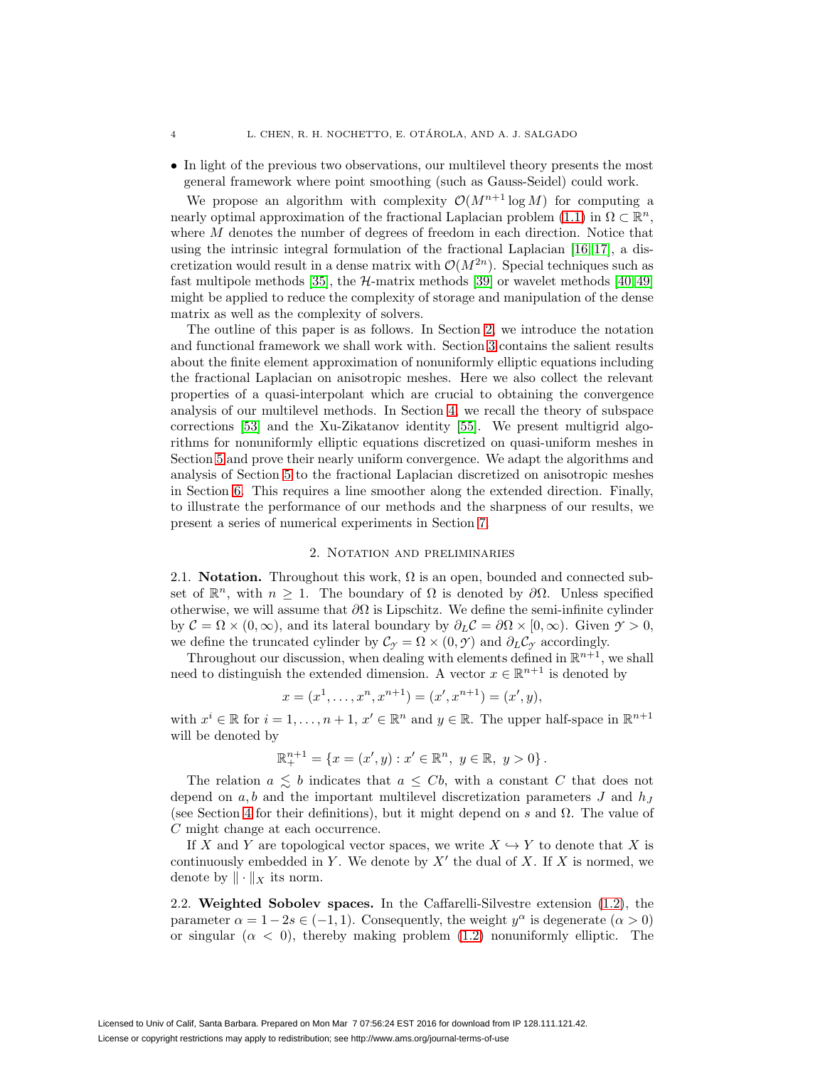- In light of the previous two observations, our multilevel theory presents the most general framework where point smoothing (such as Gauss-Seidel) could work.

We propose an algorithm with complexity $\mathcal{O}(M^{n+1}\log M)$ for computing a nearly optimal approximation of the fractional Laplacian problem (1.1) in $\Omega \subset \mathbb{R}^n$, where $M$ denotes the number of degrees of freedom in each direction. Notice that using the intrinsic integral formulation of the fractional Laplacian [16, 17], a discretization would result in a dense matrix with $\mathcal{O}(M^{2n})$. Special techniques such as fast multipole methods [35], the $\mathcal{H}$-matrix methods [39] or wavelet methods [40, 49] might be applied to reduce the complexity of storage and manipulation of the dense matrix as well as the complexity of solvers.

The outline of this paper is as follows. In Section 2, we introduce the notation and functional framework we shall work with. Section 3 contains the salient results about the finite element approximation of nonuniformly elliptic equations including the fractional Laplacian on anisotropic meshes. Here we also collect the relevant properties of a quasi-interpolant which are crucial to obtaining the convergence analysis of our multilevel methods. In Section 4, we recall the theory of subspace corrections [53] and the Xu-Zikatanov identity [55]. We present multigrid algorithms for nonuniformly elliptic equations discretized on quasi-uniform meshes in Section 5 and prove their nearly uniform convergence. We adapt the algorithms and analysis of Section 5 to the fractional Laplacian discretized on anisotropic meshes in Section 6. This requires a line smoother along the extended direction. Finally, to illustrate the performance of our methods and the sharpness of our results, we present a series of numerical experiments in Section 7.

## 2. Notation and preliminaries

2.1. **Notation.** Throughout this work, $\Omega$ is an open, bounded and connected subset of $\mathbb{R}^n$, with $n \geq 1$. The boundary of $\Omega$ is denoted by $\partial\Omega$. Unless specified otherwise, we will assume that $\partial\Omega$ is Lipschitz. We define the semi-infinite cylinder by $\mathcal{C} = \Omega \times (0,\infty)$, and its lateral boundary by $\partial_L \mathcal{C} = \partial\Omega \times [0,\infty)$. Given $\mathcal{Y} > 0$, we define the truncated cylinder by $\mathcal{C}_\mathcal{Y} = \Omega \times (0,\mathcal{Y})$ and $\partial_L \mathcal{C}_\mathcal{Y}$ accordingly.

Throughout our discussion, when dealing with elements defined in $\mathbb{R}^{n+1}$, we shall need to distinguish the extended dimension. A vector $x \in \mathbb{R}^{n+1}$ is denoted by

$$x = (x^1, \ldots, x^n, x^{n+1}) = (x', x^{n+1}) = (x', y),$$

with $x^i \in \mathbb{R}$ for $i = 1, \ldots, n+1$, $x' \in \mathbb{R}^n$ and $y \in \mathbb{R}$. The upper half-space in $\mathbb{R}^{n+1}$ will be denoted by

$$\mathbb{R}^{n+1}_+ = \left\{ x = (x', y) : x' \in \mathbb{R}^n,\ y \in \mathbb{R},\ y > 0 \right\}.$$

The relation $a \lesssim b$ indicates that $a \leq Cb$, with a constant $C$ that does not depend on $a, b$ and the important multilevel discretization parameters $J$ and $h_J$ (see Section 4 for their definitions), but it might depend on $s$ and $\Omega$. The value of $C$ might change at each occurrence.

If $X$ and $Y$ are topological vector spaces, we write $X \hookrightarrow Y$ to denote that $X$ is continuously embedded in $Y$. We denote by $X'$ the dual of $X$. If $X$ is normed, we denote by $\|\cdot\|_X$ its norm.

2.2. **Weighted Sobolev spaces.** In the Caffarelli-Silvestre extension (1.2), the parameter $\alpha = 1 - 2s \in (-1, 1)$. Consequently, the weight $y^\alpha$ is degenerate ($\alpha > 0$) or singular ($\alpha < 0$), thereby making problem (1.2) nonuniformly elliptic. The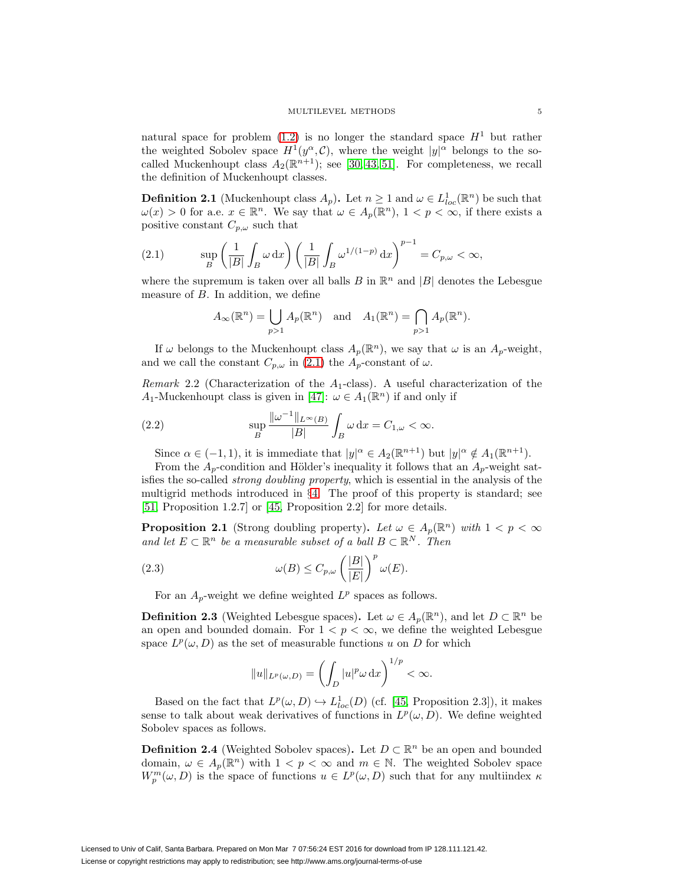natural space for problem (1.2) is no longer the standard space $H^1$ but rather the weighted Sobolev space $H^1(y^\alpha, \mathcal{C})$, where the weight $|y|^\alpha$ belongs to the so-called Muckenhoupt class $A_2(\mathbb{R}^{n+1})$; see [30, 43, 51]. For completeness, we recall the definition of Muckenhoupt classes.

**Definition 2.1** (Muckenhoupt class $A_p$)**.** Let $n \geq 1$ and $\omega \in L^1_{loc}(\mathbb{R}^n)$ be such that $\omega(x) > 0$ for a.e. $x \in \mathbb{R}^n$. We say that $\omega \in A_p(\mathbb{R}^n)$, $1 < p < \infty$, if there exists a positive constant $C_{p,\omega}$ such that

$$\sup_B \left( \frac{1}{|B|} \int_B \omega \, \mathrm{d}x \right) \left( \frac{1}{|B|} \int_B \omega^{1/(1-p)} \, \mathrm{d}x \right)^{p-1} = C_{p,\omega} < \infty, \tag{2.1}$$

where the supremum is taken over all balls $B$ in $\mathbb{R}^n$ and $|B|$ denotes the Lebesgue measure of $B$. In addition, we define

$$A_\infty(\mathbb{R}^n) = \bigcup_{p>1} A_p(\mathbb{R}^n) \quad \text{and} \quad A_1(\mathbb{R}^n) = \bigcap_{p>1} A_p(\mathbb{R}^n).$$

If $\omega$ belongs to the Muckenhoupt class $A_p(\mathbb{R}^n)$, we say that $\omega$ is an $A_p$-weight, and we call the constant $C_{p,\omega}$ in (2.1) the $A_p$-constant of $\omega$.

*Remark* 2.2 (Characterization of the $A_1$-class). A useful characterization of the $A_1$-Muckenhoupt class is given in [47]: $\omega \in A_1(\mathbb{R}^n)$ if and only if

$$\sup_B \frac{\|\omega^{-1}\|_{L^\infty(B)}}{|B|} \int_B \omega \, \mathrm{d}x = C_{1,\omega} < \infty. \tag{2.2}$$

Since $\alpha \in (-1, 1)$, it is immediate that $|y|^\alpha \in A_2(\mathbb{R}^{n+1})$ but $|y|^\alpha \notin A_1(\mathbb{R}^{n+1})$.

From the $A_p$-condition and Hölder's inequality it follows that an $A_p$-weight satisfies the so-called *strong doubling property*, which is essential in the analysis of the multigrid methods introduced in §4. The proof of this property is standard; see [51, Proposition 1.2.7] or [45, Proposition 2.2] for more details.

**Proposition 2.1** (Strong doubling property)**.** *Let $\omega \in A_p(\mathbb{R}^n)$ with $1 < p < \infty$ and let $E \subset \mathbb{R}^n$ be a measurable subset of a ball $B \subset \mathbb{R}^N$. Then*

$$\omega(B) \leq C_{p,\omega} \left( \frac{|B|}{|E|} \right)^p \omega(E). \tag{2.3}$$

For an $A_p$-weight we define weighted $L^p$ spaces as follows.

**Definition 2.3** (Weighted Lebesgue spaces)**.** Let $\omega \in A_p(\mathbb{R}^n)$, and let $D \subset \mathbb{R}^n$ be an open and bounded domain. For $1 < p < \infty$, we define the weighted Lebesgue space $L^p(\omega, D)$ as the set of measurable functions $u$ on $D$ for which

$$\|u\|_{L^p(\omega,D)} = \left( \int_D |u|^p \omega \, \mathrm{d}x \right)^{1/p} < \infty.$$

Based on the fact that $L^p(\omega, D) \hookrightarrow L^1_{loc}(D)$ (cf. [45, Proposition 2.3]), it makes sense to talk about weak derivatives of functions in $L^p(\omega, D)$. We define weighted Sobolev spaces as follows.

**Definition 2.4** (Weighted Sobolev spaces)**.** Let $D \subset \mathbb{R}^n$ be an open and bounded domain, $\omega \in A_p(\mathbb{R}^n)$ with $1 < p < \infty$ and $m \in \mathbb{N}$. The weighted Sobolev space $W^m_p(\omega, D)$ is the space of functions $u \in L^p(\omega, D)$ such that for any multiindex $\kappa$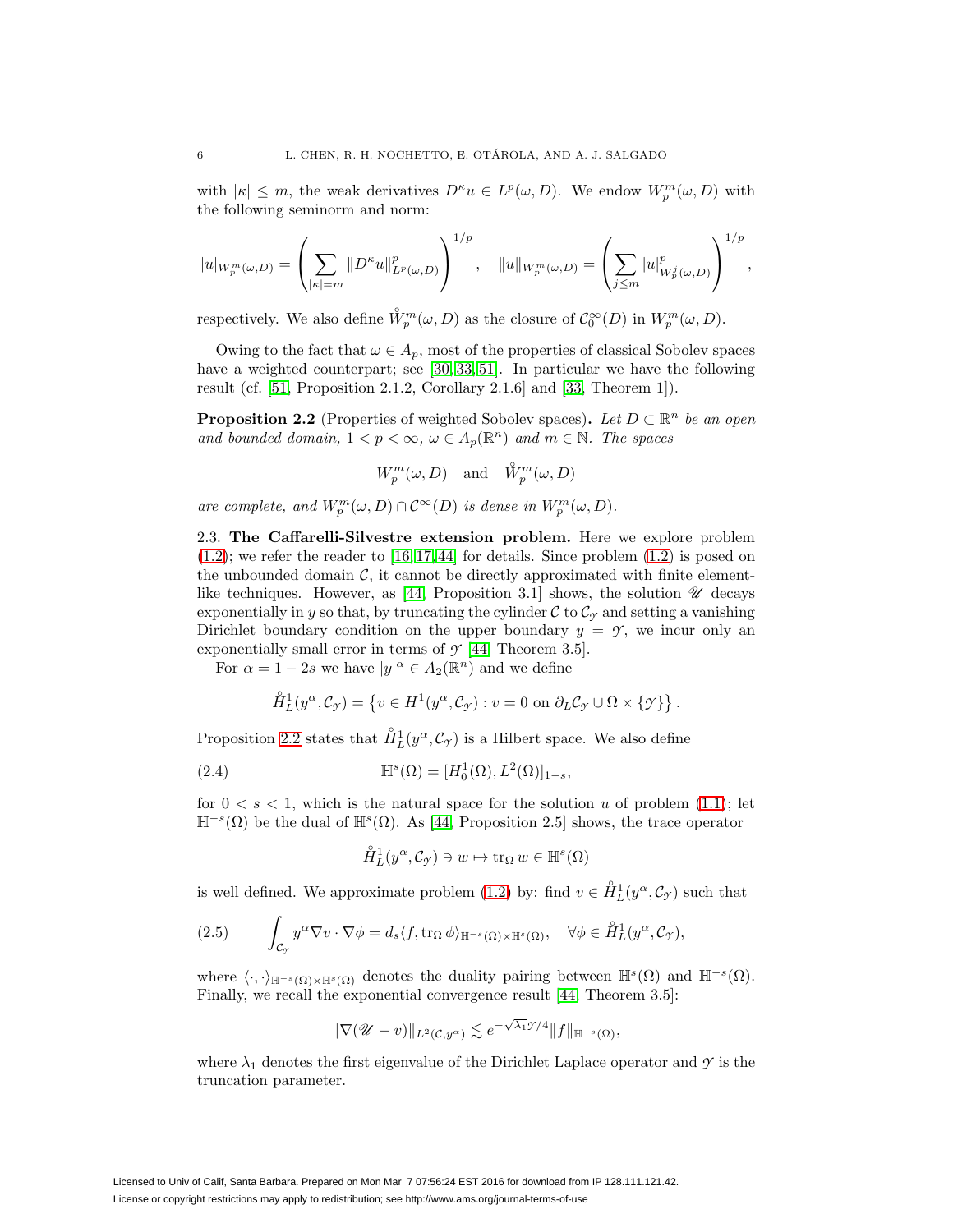with $|\kappa| \leq m$, the weak derivatives $D^\kappa u \in L^p(\omega, D)$. We endow $W^m_p(\omega, D)$ with the following seminorm and norm:

$$
|u|_{W^m_p(\omega,D)} = \left( \sum_{|\kappa|=m} \|D^\kappa u\|^p_{L^p(\omega,D)} \right)^{1/p}, \quad \|u\|_{W^m_p(\omega,D)} = \left( \sum_{j\leq m} |u|^p_{W^j_p(\omega,D)} \right)^{1/p},
$$

respectively. We also define $\mathring{W}^m_p(\omega, D)$ as the closure of $\mathcal{C}^\infty_0(D)$ in $W^m_p(\omega, D)$.

Owing to the fact that $\omega \in A_p$, most of the properties of classical Sobolev spaces have a weighted counterpart; see [30, 33, 51]. In particular we have the following result (cf. [51, Proposition 2.1.2, Corollary 2.1.6] and [33, Theorem 1]).

**Proposition 2.2** (Properties of weighted Sobolev spaces)**.** *Let $D \subset \mathbb{R}^n$ be an open and bounded domain, $1 < p < \infty$, $\omega \in A_p(\mathbb{R}^n)$ and $m \in \mathbb{N}$. The spaces*

$$
W^m_p(\omega, D) \quad \text{and} \quad \mathring{W}^m_p(\omega, D)
$$

*are complete, and $W^m_p(\omega, D) \cap \mathcal{C}^\infty(D)$ is dense in $W^m_p(\omega, D)$.*

2.3. **The Caffarelli-Silvestre extension problem.** Here we explore problem (1.2); we refer the reader to [16, 17, 44] for details. Since problem (1.2) is posed on the unbounded domain $\mathcal{C}$, it cannot be directly approximated with finite element-like techniques. However, as [44, Proposition 3.1] shows, the solution $\mathscr{U}$ decays exponentially in $y$ so that, by truncating the cylinder $\mathcal{C}$ to $\mathcal{C}_\mathcal{Y}$ and setting a vanishing Dirichlet boundary condition on the upper boundary $y = \mathcal{Y}$, we incur only an exponentially small error in terms of $\mathcal{Y}$ [44, Theorem 3.5].

For $\alpha = 1 - 2s$ we have $|y|^\alpha \in A_2(\mathbb{R}^n)$ and we define

$$
\mathring{H}^1_L(y^\alpha, \mathcal{C}_\mathcal{Y}) = \left\{ v \in H^1(y^\alpha, \mathcal{C}_\mathcal{Y}) : v = 0 \text{ on } \partial_L \mathcal{C}_\mathcal{Y} \cup \Omega \times \{\mathcal{Y}\} \right\}.
$$

Proposition 2.2 states that $\mathring{H}^1_L(y^\alpha, \mathcal{C}_\mathcal{Y})$ is a Hilbert space. We also define

$$
\mathbb{H}^s(\Omega) = [H^1_0(\Omega), L^2(\Omega)]_{1-s}, \tag{2.4}
$$

for $0 < s < 1$, which is the natural space for the solution $u$ of problem (1.1); let $\mathbb{H}^{-s}(\Omega)$ be the dual of $\mathbb{H}^s(\Omega)$. As [44, Proposition 2.5] shows, the trace operator

$$
\mathring{H}^1_L(y^\alpha, \mathcal{C}_\mathcal{Y}) \ni w \mapsto \operatorname{tr}_\Omega w \in \mathbb{H}^s(\Omega)
$$

is well defined. We approximate problem (1.2) by: find $v \in \mathring{H}^1_L(y^\alpha, \mathcal{C}_\mathcal{Y})$ such that

$$
\int_{\mathcal{C}_\mathcal{Y}} y^\alpha \nabla v \cdot \nabla \phi = d_s \langle f, \operatorname{tr}_\Omega \phi \rangle_{\mathbb{H}^{-s}(\Omega) \times \mathbb{H}^s(\Omega)}, \quad \forall \phi \in \mathring{H}^1_L(y^\alpha, \mathcal{C}_\mathcal{Y}), \tag{2.5}
$$

where $\langle \cdot, \cdot \rangle_{\mathbb{H}^{-s}(\Omega) \times \mathbb{H}^s(\Omega)}$ denotes the duality pairing between $\mathbb{H}^s(\Omega)$ and $\mathbb{H}^{-s}(\Omega)$. Finally, we recall the exponential convergence result [44, Theorem 3.5]:

$$
\|\nabla(\mathscr{U} - v)\|_{L^2(\mathcal{C}, y^\alpha)} \lesssim e^{-\sqrt{\lambda_1}\mathcal{Y}/4} \|f\|_{\mathbb{H}^{-s}(\Omega)},
$$

where $\lambda_1$ denotes the first eigenvalue of the Dirichlet Laplace operator and $\mathcal{Y}$ is the truncation parameter.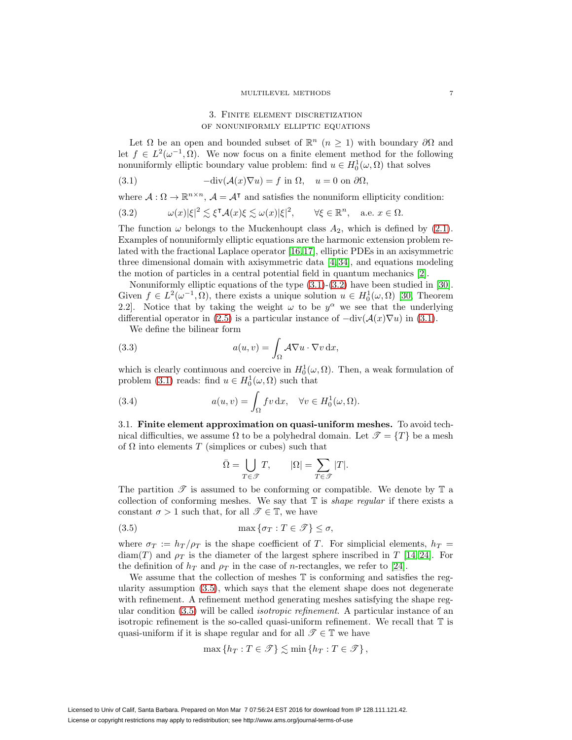## 3. Finite element discretization of nonuniformly elliptic equations

Let $\Omega$ be an open and bounded subset of $\mathbb{R}^n$ ($n \geq 1$) with boundary $\partial\Omega$ and let $f \in L^2(\omega^{-1}, \Omega)$. We now focus on a finite element method for the following nonuniformly elliptic boundary value problem: find $u \in H_0^1(\omega, \Omega)$ that solves

$$-\mathrm{div}(\mathcal{A}(x)\nabla u) = f \text{ in } \Omega, \quad u = 0 \text{ on } \partial\Omega, \tag{3.1}$$

where $\mathcal{A} : \Omega \to \mathbb{R}^{n\times n}$, $\mathcal{A} = \mathcal{A}^{\intercal}$ and satisfies the nonuniform ellipticity condition:

$$\omega(x)|\xi|^2 \lesssim \xi^{\intercal}\mathcal{A}(x)\xi \lesssim \omega(x)|\xi|^2, \qquad \forall \xi \in \mathbb{R}^n, \quad \text{a.e. } x \in \Omega. \tag{3.2}$$

The function $\omega$ belongs to the Muckenhoupt class $A_2$, which is defined by (2.1). Examples of nonuniformly elliptic equations are the harmonic extension problem related with the fractional Laplace operator [16, 17], elliptic PDEs in an axisymmetric three dimensional domain with axisymmetric data [4, 34], and equations modeling the motion of particles in a central potential field in quantum mechanics [2].

Nonuniformly elliptic equations of the type (3.1)-(3.2) have been studied in [30]. Given $f \in L^2(\omega^{-1}, \Omega)$, there exists a unique solution $u \in H_0^1(\omega, \Omega)$ [30, Theorem 2.2]. Notice that by taking the weight $\omega$ to be $y^\alpha$ we see that the underlying differential operator in (2.5) is a particular instance of $-\mathrm{div}(\mathcal{A}(x)\nabla u)$ in (3.1).

We define the bilinear form

$$a(u, v) = \int_\Omega \mathcal{A}\nabla u \cdot \nabla v \,\mathrm{d}x, \tag{3.3}$$

which is clearly continuous and coercive in $H_0^1(\omega, \Omega)$. Then, a weak formulation of problem (3.1) reads: find $u \in H_0^1(\omega, \Omega)$ such that

$$a(u, v) = \int_\Omega f v \,\mathrm{d}x, \quad \forall v \in H_0^1(\omega, \Omega). \tag{3.4}$$

### 3.1. Finite element approximation on quasi-uniform meshes.

To avoid technical difficulties, we assume $\Omega$ to be a polyhedral domain. Let $\mathscr{T} = \{T\}$ be a mesh of $\Omega$ into elements $T$ (simplices or cubes) such that

$$\bar{\Omega} = \bigcup_{T\in\mathscr{T}} T, \qquad |\Omega| = \sum_{T\in\mathscr{T}} |T|.$$

The partition $\mathscr{T}$ is assumed to be conforming or compatible. We denote by $\mathbb{T}$ a collection of conforming meshes. We say that $\mathbb{T}$ is *shape regular* if there exists a constant $\sigma > 1$ such that, for all $\mathscr{T} \in \mathbb{T}$, we have

$$\max\{\sigma_T : T \in \mathscr{T}\} \leq \sigma, \tag{3.5}$$

where $\sigma_T := h_T/\rho_T$ is the shape coefficient of $T$. For simplicial elements, $h_T = \mathrm{diam}(T)$ and $\rho_T$ is the diameter of the largest sphere inscribed in $T$ [14, 24]. For the definition of $h_T$ and $\rho_T$ in the case of $n$-rectangles, we refer to [24].

We assume that the collection of meshes $\mathbb{T}$ is conforming and satisfies the regularity assumption (3.5), which says that the element shape does not degenerate with refinement. A refinement method generating meshes satisfying the shape regular condition (3.5) will be called *isotropic refinement*. A particular instance of an isotropic refinement is the so-called quasi-uniform refinement. We recall that $\mathbb{T}$ is quasi-uniform if it is shape regular and for all $\mathscr{T} \in \mathbb{T}$ we have

$$\max\{h_T : T \in \mathscr{T}\} \lesssim \min\{h_T : T \in \mathscr{T}\},$$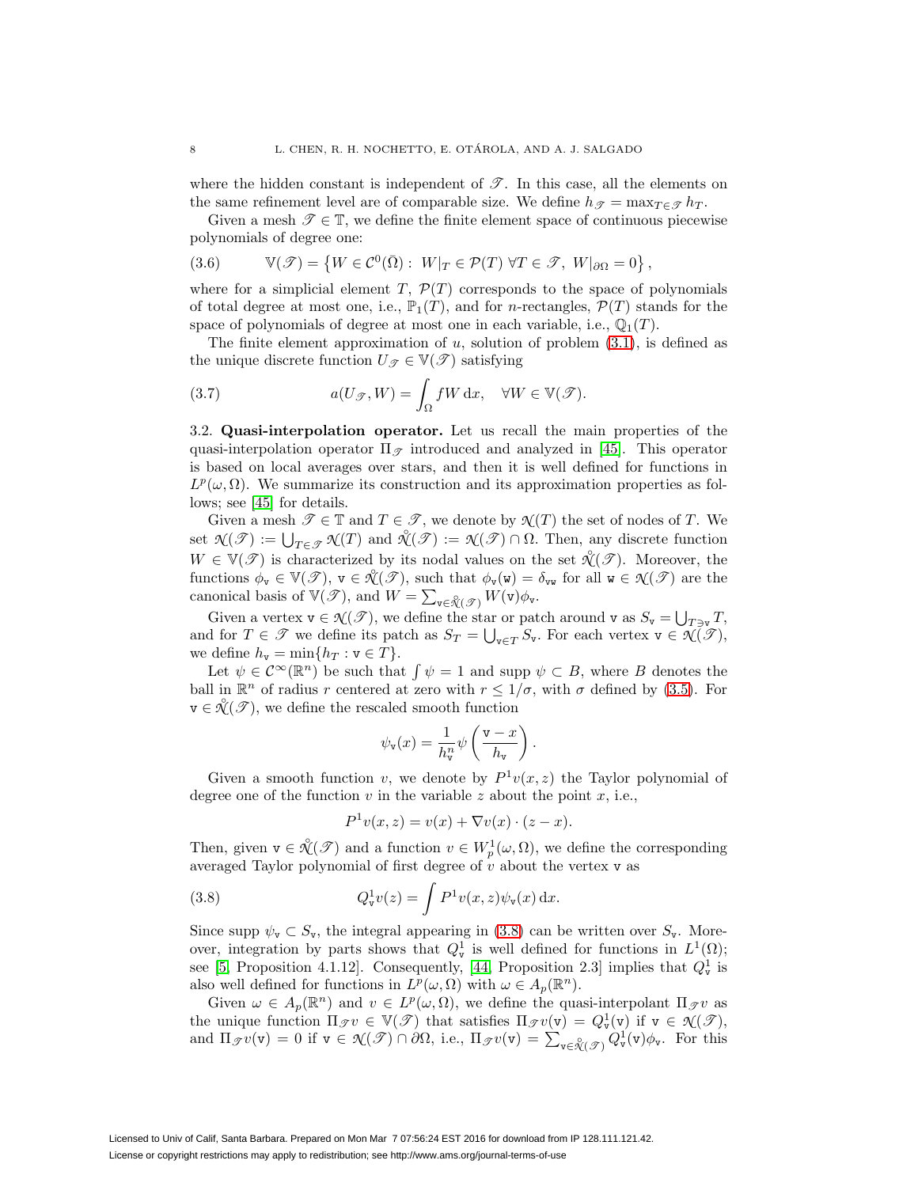where the hidden constant is independent of $\mathscr{T}$. In this case, all the elements on the same refinement level are of comparable size. We define $h_{\mathscr{T}} = \max_{T \in \mathscr{T}} h_T$.

Given a mesh $\mathscr{T} \in \mathbb{T}$, we define the finite element space of continuous piecewise polynomials of degree one:

$$\mathbb{V}(\mathscr{T}) = \left\{ W \in \mathcal{C}^0(\bar{\Omega}) : \; W|_T \in \mathcal{P}(T) \; \forall T \in \mathscr{T}, \; W|_{\partial\Omega} = 0 \right\}, \tag{3.6}$$

where for a simplicial element $T$, $\mathcal{P}(T)$ corresponds to the space of polynomials of total degree at most one, i.e., $\mathbb{P}_1(T)$, and for $n$-rectangles, $\mathcal{P}(T)$ stands for the space of polynomials of degree at most one in each variable, i.e., $\mathbb{Q}_1(T)$.

The finite element approximation of $u$, solution of problem (3.1), is defined as the unique discrete function $U_{\mathscr{T}} \in \mathbb{V}(\mathscr{T})$ satisfying

$$a(U_{\mathscr{T}}, W) = \int_\Omega f W \, \mathrm{d}x, \quad \forall W \in \mathbb{V}(\mathscr{T}). \tag{3.7}$$

3.2. **Quasi-interpolation operator.** Let us recall the main properties of the quasi-interpolation operator $\Pi_{\mathscr{T}}$ introduced and analyzed in [45]. This operator is based on local averages over stars, and then it is well defined for functions in $L^p(\omega, \Omega)$. We summarize its construction and its approximation properties as follows; see [45] for details.

Given a mesh $\mathscr{T} \in \mathbb{T}$ and $T \in \mathscr{T}$, we denote by $\mathcal{N}(T)$ the set of nodes of $T$. We set $\mathcal{N}(\mathscr{T}) := \bigcup_{T \in \mathscr{T}} \mathcal{N}(T)$ and $\mathring{\mathcal{N}}(\mathscr{T}) := \mathcal{N}(\mathscr{T}) \cap \Omega$. Then, any discrete function $W \in \mathbb{V}(\mathscr{T})$ is characterized by its nodal values on the set $\mathring{\mathcal{N}}(\mathscr{T})$. Moreover, the functions $\phi_{\mathtt{v}} \in \mathbb{V}(\mathscr{T})$, $\mathtt{v} \in \mathring{\mathcal{N}}(\mathscr{T})$, such that $\phi_{\mathtt{v}}(\mathtt{w}) = \delta_{\mathtt{vw}}$ for all $\mathtt{w} \in \mathcal{N}(\mathscr{T})$ are the canonical basis of $\mathbb{V}(\mathscr{T})$, and $W = \sum_{\mathtt{v} \in \mathring{\mathcal{N}}(\mathscr{T})} W(\mathtt{v}) \phi_{\mathtt{v}}$.

Given a vertex $\mathtt{v} \in \mathcal{N}(\mathscr{T})$, we define the star or patch around $\mathtt{v}$ as $S_{\mathtt{v}} = \bigcup_{T \ni \mathtt{v}} T$, and for $T \in \mathscr{T}$ we define its patch as $S_T = \bigcup_{\mathtt{v} \in T} S_{\mathtt{v}}$. For each vertex $\mathtt{v} \in \mathcal{N}(\mathscr{T})$, we define $h_{\mathtt{v}} = \min\{h_T : \mathtt{v} \in T\}$.

Let $\psi \in \mathcal{C}^\infty(\mathbb{R}^n)$ be such that $\int \psi = 1$ and $\operatorname{supp} \psi \subset B$, where $B$ denotes the ball in $\mathbb{R}^n$ of radius $r$ centered at zero with $r \leq 1/\sigma$, with $\sigma$ defined by (3.5). For $\mathtt{v} \in \mathring{\mathcal{N}}(\mathscr{T})$, we define the rescaled smooth function

$$\psi_{\mathtt{v}}(x) = \frac{1}{h_{\mathtt{v}}^n} \psi\left( \frac{\mathtt{v} - x}{h_{\mathtt{v}}} \right).$$

Given a smooth function $v$, we denote by $P^1 v(x, z)$ the Taylor polynomial of degree one of the function $v$ in the variable $z$ about the point $x$, i.e.,

$$P^1 v(x, z) = v(x) + \nabla v(x) \cdot (z - x).$$

Then, given $\mathtt{v} \in \mathring{\mathcal{N}}(\mathscr{T})$ and a function $v \in W^1_p(\omega, \Omega)$, we define the corresponding averaged Taylor polynomial of first degree of $v$ about the vertex $\mathtt{v}$ as

$$Q^1_{\mathtt{v}} v(z) = \int P^1 v(x, z) \psi_{\mathtt{v}}(x) \, \mathrm{d}x. \tag{3.8}$$

Since $\operatorname{supp} \psi_{\mathtt{v}} \subset S_{\mathtt{v}}$, the integral appearing in (3.8) can be written over $S_{\mathtt{v}}$. Moreover, integration by parts shows that $Q^1_{\mathtt{v}}$ is well defined for functions in $L^1(\Omega)$; see [5, Proposition 4.1.12]. Consequently, [44, Proposition 2.3] implies that $Q^1_{\mathtt{v}}$ is also well defined for functions in $L^p(\omega, \Omega)$ with $\omega \in A_p(\mathbb{R}^n)$.

Given $\omega \in A_p(\mathbb{R}^n)$ and $v \in L^p(\omega, \Omega)$, we define the quasi-interpolant $\Pi_{\mathscr{T}} v$ as the unique function $\Pi_{\mathscr{T}} v \in \mathbb{V}(\mathscr{T})$ that satisfies $\Pi_{\mathscr{T}} v(\mathtt{v}) = Q^1_{\mathtt{v}}(\mathtt{v})$ if $\mathtt{v} \in \mathcal{N}(\mathscr{T})$, and $\Pi_{\mathscr{T}} v(\mathtt{v}) = 0$ if $\mathtt{v} \in \mathcal{N}(\mathscr{T}) \cap \partial\Omega$, i.e., $\Pi_{\mathscr{T}} v(\mathtt{v}) = \sum_{\mathtt{v} \in \mathring{\mathcal{N}}(\mathscr{T})} Q^1_{\mathtt{v}}(\mathtt{v}) \phi_{\mathtt{v}}$. For this

Licensed to Univ of Calif, Santa Barbara. Prepared on Mon Mar 7 07:56:24 EST 2016 for download from IP 128.111.121.42.
License or copyright restrictions may apply to redistribution; see http://www.ams.org/journal-terms-of-use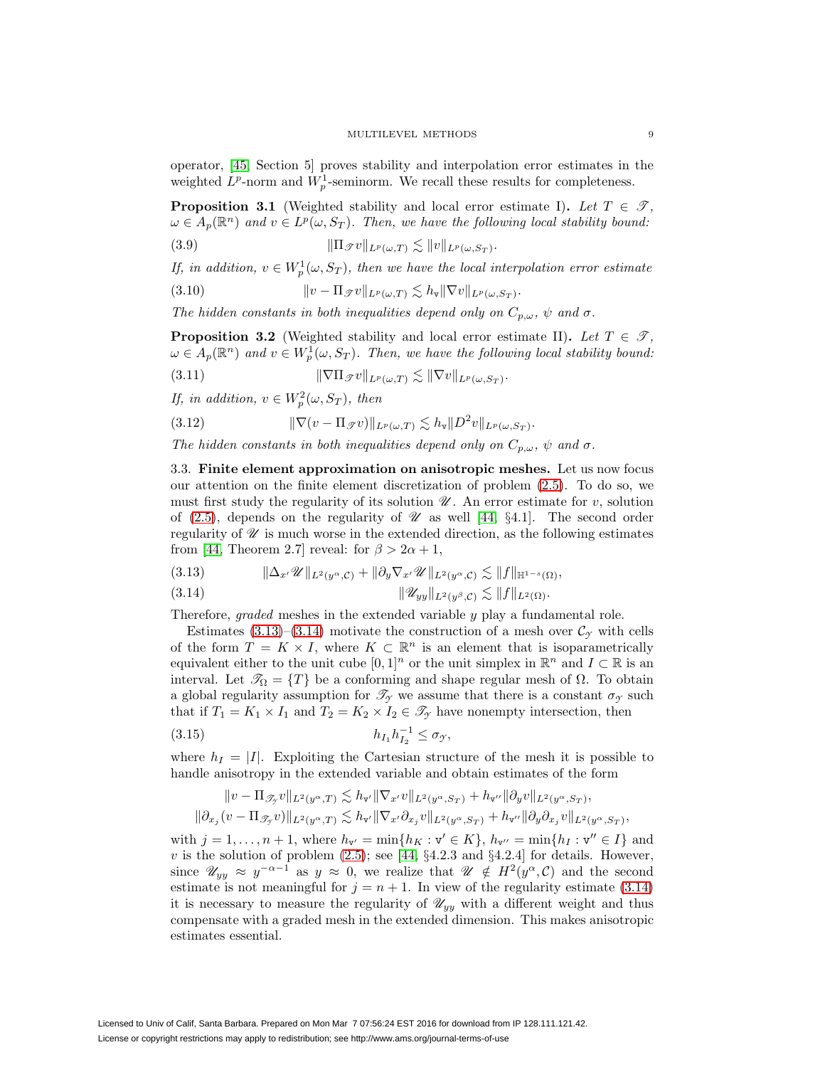operator, [45, Section 5] proves stability and interpolation error estimates in the weighted $L^p$-norm and $W^1_p$-seminorm. We recall these results for completeness.

**Proposition 3.1** (Weighted stability and local error estimate I). *Let $T \in \mathscr{T}$, $\omega \in A_p(\mathbb{R}^n)$ and $v \in L^p(\omega, S_T)$. Then, we have the following local stability bound:*

$$\|\Pi_{\mathscr{T}} v\|_{L^p(\omega,T)} \lesssim \|v\|_{L^p(\omega,S_T)}. \tag{3.9}$$

*If, in addition, $v \in W^1_p(\omega, S_T)$, then we have the local interpolation error estimate*

$$\|v - \Pi_{\mathscr{T}} v\|_{L^p(\omega,T)} \lesssim h_{\mathtt{v}} \|\nabla v\|_{L^p(\omega,S_T)}. \tag{3.10}$$

*The hidden constants in both inequalities depend only on $C_{p,\omega}$, $\psi$ and $\sigma$.*

**Proposition 3.2** (Weighted stability and local error estimate II). *Let $T \in \mathscr{T}$, $\omega \in A_p(\mathbb{R}^n)$ and $v \in W^1_p(\omega, S_T)$. Then, we have the following local stability bound:*

$$\|\nabla \Pi_{\mathscr{T}} v\|_{L^p(\omega,T)} \lesssim \|\nabla v\|_{L^p(\omega,S_T)}. \tag{3.11}$$

*If, in addition, $v \in W^2_p(\omega, S_T)$, then*

$$\|\nabla(v - \Pi_{\mathscr{T}} v)\|_{L^p(\omega,T)} \lesssim h_{\mathtt{v}} \|D^2 v\|_{L^p(\omega,S_T)}. \tag{3.12}$$

*The hidden constants in both inequalities depend only on $C_{p,\omega}$, $\psi$ and $\sigma$.*

3.3. **Finite element approximation on anisotropic meshes.** Let us now focus our attention on the finite element discretization of problem (2.5). To do so, we must first study the regularity of its solution $\mathscr{U}$. An error estimate for $v$, solution of (2.5), depends on the regularity of $\mathscr{U}$ as well [44, §4.1]. The second order regularity of $\mathscr{U}$ is much worse in the extended direction, as the following estimates from [44, Theorem 2.7] reveal: for $\beta > 2\alpha + 1$,

$$\|\Delta_{x'} \mathscr{U}\|_{L^2(y^\alpha,\mathcal{C})} + \|\partial_y \nabla_{x'} \mathscr{U}\|_{L^2(y^\alpha,\mathcal{C})} \lesssim \|f\|_{\mathbb{H}^{1-s}(\Omega)}, \tag{3.13}$$

$$\|\mathscr{U}_{yy}\|_{L^2(y^\beta,\mathcal{C})} \lesssim \|f\|_{L^2(\Omega)}. \tag{3.14}$$

Therefore, *graded* meshes in the extended variable $y$ play a fundamental role.

Estimates (3.13)–(3.14) motivate the construction of a mesh over $\mathcal{C}_\mathcal{Y}$ with cells of the form $T = K \times I$, where $K \subset \mathbb{R}^n$ is an element that is isoparametrically equivalent either to the unit cube $[0,1]^n$ or the unit simplex in $\mathbb{R}^n$ and $I \subset \mathbb{R}$ is an interval. Let $\mathscr{T}_\Omega = \{T\}$ be a conforming and shape regular mesh of $\Omega$. To obtain a global regularity assumption for $\mathscr{T}_\mathcal{Y}$ we assume that there is a constant $\sigma_\mathcal{Y}$ such that if $T_1 = K_1 \times I_1$ and $T_2 = K_2 \times I_2 \in \mathscr{T}_\mathcal{Y}$ have nonempty intersection, then

$$h_{I_1} h_{I_2}^{-1} \leq \sigma_\mathcal{Y}, \tag{3.15}$$

where $h_I = |I|$. Exploiting the Cartesian structure of the mesh it is possible to handle anisotropy in the extended variable and obtain estimates of the form

$$\|v - \Pi_{\mathscr{T}_\mathcal{Y}} v\|_{L^2(y^\alpha,T)} \lesssim h_{\mathtt{v}'} \|\nabla_{x'} v\|_{L^2(y^\alpha,S_T)} + h_{\mathtt{v}''} \|\partial_y v\|_{L^2(y^\alpha,S_T)},$$
$$\|\partial_{x_j}(v - \Pi_{\mathscr{T}_\mathcal{Y}} v)\|_{L^2(y^\alpha,T)} \lesssim h_{\mathtt{v}'} \|\nabla_{x'} \partial_{x_j} v\|_{L^2(y^\alpha,S_T)} + h_{\mathtt{v}''} \|\partial_y \partial_{x_j} v\|_{L^2(y^\alpha,S_T)},$$

with $j = 1, \dots, n+1$, where $h_{\mathtt{v}'} = \min\{h_K : \mathtt{v}' \in K\}$, $h_{\mathtt{v}''} = \min\{h_I : \mathtt{v}'' \in I\}$ and $v$ is the solution of problem (2.5); see [44, §4.2.3 and §4.2.4] for details. However, since $\mathscr{U}_{yy} \approx y^{-\alpha-1}$ as $y \approx 0$, we realize that $\mathscr{U} \notin H^2(y^\alpha, \mathcal{C})$ and the second estimate is not meaningful for $j = n+1$. In view of the regularity estimate (3.14) it is necessary to measure the regularity of $\mathscr{U}_{yy}$ with a different weight and thus compensate with a graded mesh in the extended dimension. This makes anisotropic estimates essential.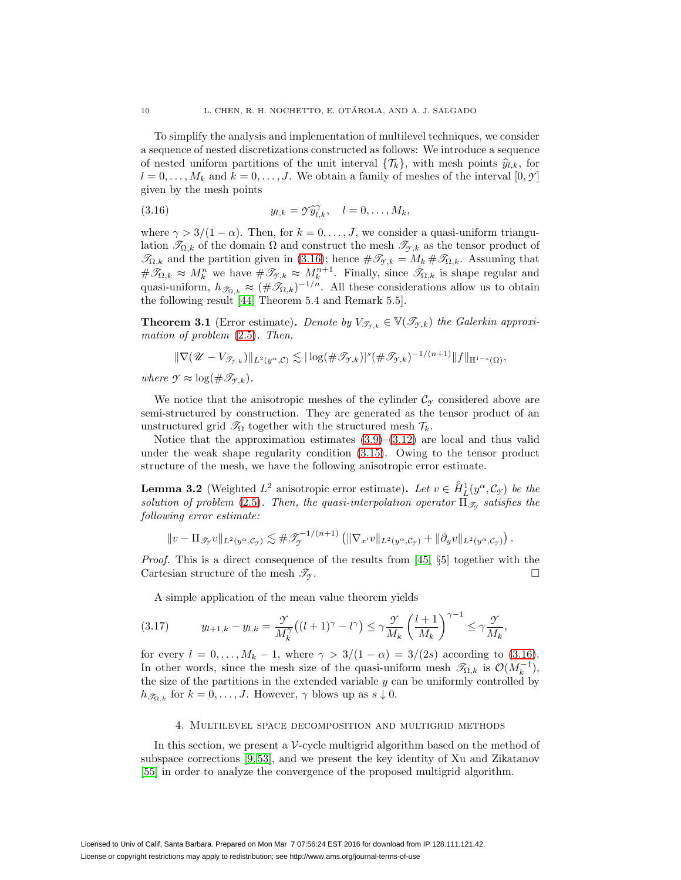To simplify the analysis and implementation of multilevel techniques, we consider a sequence of nested discretizations constructed as follows: We introduce a sequence of nested uniform partitions of the unit interval $\{\mathcal{T}_k\}$, with mesh points $\widehat{y}_{l,k}$, for $l = 0, \dots, M_k$ and $k = 0, \dots, J$. We obtain a family of meshes of the interval $[0, \mathscr{Y}]$ given by the mesh points

$$y_{l,k} = \mathscr{Y}\widehat{y}_{l,k}^{\gamma}, \quad l = 0, \dots, M_k, \tag{3.16}$$

where $\gamma > 3/(1-\alpha)$. Then, for $k = 0, \dots, J$, we consider a quasi-uniform triangulation $\mathscr{T}_{\Omega,k}$ of the domain $\Omega$ and construct the mesh $\mathscr{T}_{\mathscr{Y},k}$ as the tensor product of $\mathscr{T}_{\Omega,k}$ and the partition given in (3.16); hence $\#\mathscr{T}_{\mathscr{Y},k} = M_k \, \#\mathscr{T}_{\Omega,k}$. Assuming that $\#\mathscr{T}_{\Omega,k} \approx M_k^n$ we have $\#\mathscr{T}_{\mathscr{Y},k} \approx M_k^{n+1}$. Finally, since $\mathscr{T}_{\Omega,k}$ is shape regular and quasi-uniform, $h_{\mathscr{T}_{\Omega,k}} \approx (\#\mathscr{T}_{\Omega,k})^{-1/n}$. All these considerations allow us to obtain the following result [44, Theorem 5.4 and Remark 5.5].

**Theorem 3.1** (Error estimate)**.** *Denote by $V_{\mathscr{T}_{\mathscr{Y},k}} \in \mathbb{V}(\mathscr{T}_{\mathscr{Y},k})$ the Galerkin approximation of problem (2.5). Then,*

$$\|\nabla(\mathscr{U} - V_{\mathscr{T}_{\mathscr{Y},k}})\|_{L^2(y^\alpha,\mathcal{C})} \lesssim |\log(\#\mathscr{T}_{\mathscr{Y},k})|^s (\#\mathscr{T}_{\mathscr{Y},k})^{-1/(n+1)} \|f\|_{\mathbb{H}^{1-s}(\Omega)},$$

*where $\mathscr{Y} \approx \log(\#\mathscr{T}_{\mathscr{Y},k})$.*

We notice that the anisotropic meshes of the cylinder $\mathcal{C}_\mathscr{Y}$ considered above are semi-structured by construction. They are generated as the tensor product of an unstructured grid $\mathscr{T}_\Omega$ together with the structured mesh $\mathcal{T}_k$.

Notice that the approximation estimates (3.9)–(3.12) are local and thus valid under the weak shape regularity condition (3.15). Owing to the tensor product structure of the mesh, we have the following anisotropic error estimate.

**Lemma 3.2** (Weighted $L^2$ anisotropic error estimate)**.** *Let $v \in \mathring{H}_L^1(y^\alpha, \mathcal{C}_\mathscr{Y})$ be the solution of problem (2.5). Then, the quasi-interpolation operator $\Pi_{\mathscr{T}_\mathscr{Y}}$ satisfies the following error estimate:*

$$\|v - \Pi_{\mathscr{T}_\mathscr{Y}} v\|_{L^2(y^\alpha,\mathcal{C}_\mathscr{Y})} \lesssim \#\mathscr{T}_\mathscr{Y}^{-1/(n+1)} \left( \|\nabla_{x'} v\|_{L^2(y^\alpha,\mathcal{C}_\mathscr{Y})} + \|\partial_y v\|_{L^2(y^\alpha,\mathcal{C}_\mathscr{Y})} \right).$$

*Proof.* This is a direct consequence of the results from [45, §5] together with the Cartesian structure of the mesh $\mathscr{T}_\mathscr{Y}$. $\square$

A simple application of the mean value theorem yields

$$y_{l+1,k} - y_{l,k} = \frac{\mathscr{Y}}{M_k^\gamma}\big((l+1)^\gamma - l^\gamma\big) \le \gamma \frac{\mathscr{Y}}{M_k} \left(\frac{l+1}{M_k}\right)^{\gamma-1} \le \gamma \frac{\mathscr{Y}}{M_k}, \tag{3.17}$$

for every $l = 0, \dots, M_k - 1$, where $\gamma > 3/(1-\alpha) = 3/(2s)$ according to (3.16). In other words, since the mesh size of the quasi-uniform mesh $\mathscr{T}_{\Omega,k}$ is $\mathcal{O}(M_k^{-1})$, the size of the partitions in the extended variable $y$ can be uniformly controlled by $h_{\mathscr{T}_{\Omega,k}}$ for $k = 0, \dots, J$. However, $\gamma$ blows up as $s \downarrow 0$.

## 4. Multilevel space decomposition and multigrid methods

In this section, we present a $\mathcal{V}$-cycle multigrid algorithm based on the method of subspace corrections [9, 53], and we present the key identity of Xu and Zikatanov [55] in order to analyze the convergence of the proposed multigrid algorithm.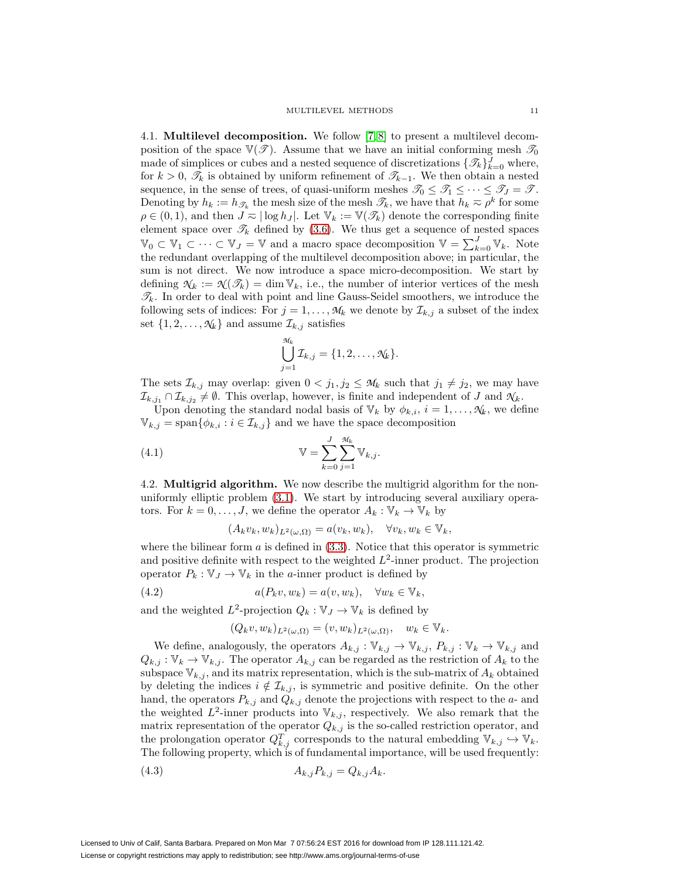4.1. **Multilevel decomposition.** We follow [7, 8] to present a multilevel decomposition of the space $\mathbb{V}(\mathscr{T})$. Assume that we have an initial conforming mesh $\mathscr{T}_0$ made of simplices or cubes and a nested sequence of discretizations $\{\mathscr{T}_k\}_{k=0}^J$ where, for $k > 0$, $\mathscr{T}_k$ is obtained by uniform refinement of $\mathscr{T}_{k-1}$. We then obtain a nested sequence, in the sense of trees, of quasi-uniform meshes $\mathscr{T}_0 \leq \mathscr{T}_1 \leq \cdots \leq \mathscr{T}_J = \mathscr{T}$. Denoting by $h_k := h_{\mathscr{T}_k}$ the mesh size of the mesh $\mathscr{T}_k$, we have that $h_k \eqsim \rho^k$ for some $\rho \in (0,1)$, and then $J \eqsim |\log h_J|$. Let $\mathbb{V}_k := \mathbb{V}(\mathscr{T}_k)$ denote the corresponding finite element space over $\mathscr{T}_k$ defined by (3.6). We thus get a sequence of nested spaces $\mathbb{V}_0 \subset \mathbb{V}_1 \subset \cdots \subset \mathbb{V}_J = \mathbb{V}$ and a macro space decomposition $\mathbb{V} = \sum_{k=0}^J \mathbb{V}_k$. Note the redundant overlapping of the multilevel decomposition above; in particular, the sum is not direct. We now introduce a space micro-decomposition. We start by defining $\mathcal{N}_k := \mathcal{N}(\mathscr{T}_k) = \dim \mathbb{V}_k$, i.e., the number of interior vertices of the mesh $\mathscr{T}_k$. In order to deal with point and line Gauss-Seidel smoothers, we introduce the following sets of indices: For $j = 1, \ldots, \mathcal{M}_k$ we denote by $\mathcal{I}_{k,j}$ a subset of the index set $\{1, 2, \ldots, \mathcal{N}_k\}$ and assume $\mathcal{I}_{k,j}$ satisfies

$$\bigcup_{j=1}^{\mathcal{M}_k} \mathcal{I}_{k,j} = \{1, 2, \ldots, \mathcal{N}_k\}.$$

The sets $\mathcal{I}_{k,j}$ may overlap: given $0 < j_1, j_2 \leq \mathcal{M}_k$ such that $j_1 \neq j_2$, we may have $\mathcal{I}_{k,j_1} \cap \mathcal{I}_{k,j_2} \neq \emptyset$. This overlap, however, is finite and independent of $J$ and $\mathcal{N}_k$.

Upon denoting the standard nodal basis of $\mathbb{V}_k$ by $\phi_{k,i}$, $i = 1, \ldots, \mathcal{N}_k$, we define $\mathbb{V}_{k,j} = \operatorname{span}\{\phi_{k,i} : i \in \mathcal{I}_{k,j}\}$ and we have the space decomposition

$$\mathbb{V} = \sum_{k=0}^{J} \sum_{j=1}^{\mathcal{M}_k} \mathbb{V}_{k,j}. \tag{4.1}$$

4.2. **Multigrid algorithm.** We now describe the multigrid algorithm for the nonuniformly elliptic problem (3.1). We start by introducing several auxiliary operators. For $k = 0, \ldots, J$, we define the operator $A_k : \mathbb{V}_k \to \mathbb{V}_k$ by

$$(A_k v_k, w_k)_{L^2(\omega,\Omega)} = a(v_k, w_k), \quad \forall v_k, w_k \in \mathbb{V}_k,$$

where the bilinear form $a$ is defined in (3.3). Notice that this operator is symmetric and positive definite with respect to the weighted $L^2$-inner product. The projection operator $P_k : \mathbb{V}_J \to \mathbb{V}_k$ in the $a$-inner product is defined by

$$a(P_k v, w_k) = a(v, w_k), \quad \forall w_k \in \mathbb{V}_k, \tag{4.2}$$

and the weighted $L^2$-projection $Q_k : \mathbb{V}_J \to \mathbb{V}_k$ is defined by

$$(Q_k v, w_k)_{L^2(\omega,\Omega)} = (v, w_k)_{L^2(\omega,\Omega)}, \quad w_k \in \mathbb{V}_k.$$

We define, analogously, the operators $A_{k,j} : \mathbb{V}_{k,j} \to \mathbb{V}_{k,j}$, $P_{k,j} : \mathbb{V}_k \to \mathbb{V}_{k,j}$ and $Q_{k,j} : \mathbb{V}_k \to \mathbb{V}_{k,j}$. The operator $A_{k,j}$ can be regarded as the restriction of $A_k$ to the subspace $\mathbb{V}_{k,j}$, and its matrix representation, which is the sub-matrix of $A_k$ obtained by deleting the indices $i \notin \mathcal{I}_{k,j}$, is symmetric and positive definite. On the other hand, the operators $P_{k,j}$ and $Q_{k,j}$ denote the projections with respect to the $a$- and the weighted $L^2$-inner products into $\mathbb{V}_{k,j}$, respectively. We also remark that the matrix representation of the operator $Q_{k,j}$ is the so-called restriction operator, and the prolongation operator $Q_{k,j}^T$ corresponds to the natural embedding $\mathbb{V}_{k,j} \hookrightarrow \mathbb{V}_k$. The following property, which is of fundamental importance, will be used frequently:

$$A_{k,j} P_{k,j} = Q_{k,j} A_k. \tag{4.3}$$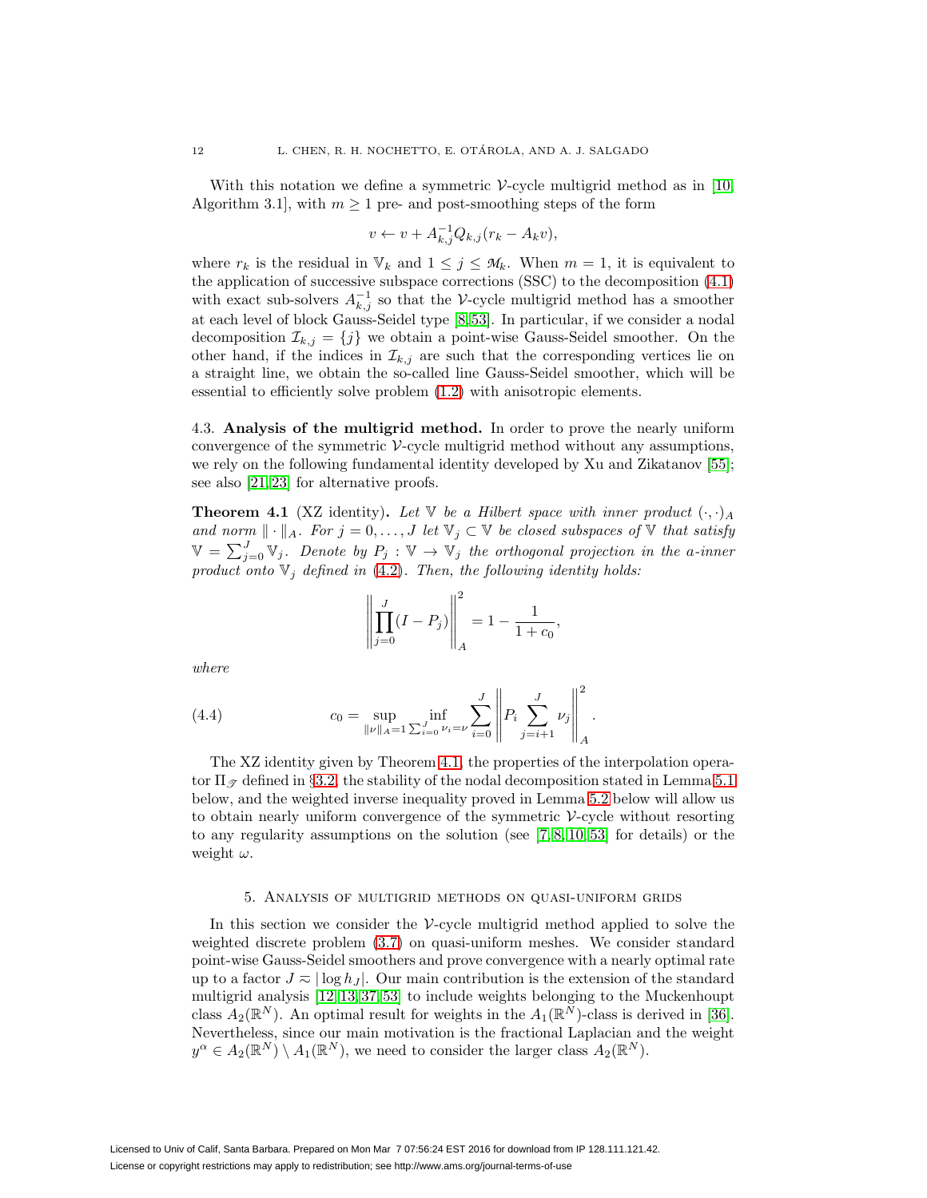With this notation we define a symmetric $\mathcal{V}$-cycle multigrid method as in [10, Algorithm 3.1], with $m \geq 1$ pre- and post-smoothing steps of the form

$$v \leftarrow v + A_{k,j}^{-1} Q_{k,j}(r_k - A_k v),$$

where $r_k$ is the residual in $\mathbb{V}_k$ and $1 \leq j \leq \mathcal{M}_k$. When $m = 1$, it is equivalent to the application of successive subspace corrections (SSC) to the decomposition (4.1) with exact sub-solvers $A_{k,j}^{-1}$ so that the $\mathcal{V}$-cycle multigrid method has a smoother at each level of block Gauss-Seidel type [8, 53]. In particular, if we consider a nodal decomposition $\mathcal{I}_{k,j} = \{j\}$ we obtain a point-wise Gauss-Seidel smoother. On the other hand, if the indices in $\mathcal{I}_{k,j}$ are such that the corresponding vertices lie on a straight line, we obtain the so-called line Gauss-Seidel smoother, which will be essential to efficiently solve problem (1.2) with anisotropic elements.

4.3. **Analysis of the multigrid method.** In order to prove the nearly uniform convergence of the symmetric $\mathcal{V}$-cycle multigrid method without any assumptions, we rely on the following fundamental identity developed by Xu and Zikatanov [55]; see also [21, 23] for alternative proofs.

**Theorem 4.1** (XZ identity)**.** *Let $\mathbb{V}$ be a Hilbert space with inner product $(\cdot,\cdot)_A$ and norm $\|\cdot\|_A$. For $j = 0, \ldots, J$ let $\mathbb{V}_j \subset \mathbb{V}$ be closed subspaces of $\mathbb{V}$ that satisfy $\mathbb{V} = \sum_{j=0}^{J} \mathbb{V}_j$. Denote by $P_j : \mathbb{V} \to \mathbb{V}_j$ the orthogonal projection in the a-inner product onto $\mathbb{V}_j$ defined in (4.2). Then, the following identity holds:*

$$\left\| \prod_{j=0}^{J} (I - P_j) \right\|_A^2 = 1 - \frac{1}{1 + c_0},$$

*where*

$$c_0 = \sup_{\|\nu\|_A = 1} \inf_{\sum_{i=0}^{J} \nu_i = \nu} \sum_{i=0}^{J} \left\| P_i \sum_{j=i+1}^{J} \nu_j \right\|_A^2. \tag{4.4}$$

The XZ identity given by Theorem 4.1, the properties of the interpolation operator $\Pi_{\mathscr{T}}$ defined in §3.2, the stability of the nodal decomposition stated in Lemma 5.1 below, and the weighted inverse inequality proved in Lemma 5.2 below will allow us to obtain nearly uniform convergence of the symmetric $\mathcal{V}$-cycle without resorting to any regularity assumptions on the solution (see [7, 8, 10, 53] for details) or the weight $\omega$.

## 5. Analysis of multigrid methods on quasi-uniform grids

In this section we consider the $\mathcal{V}$-cycle multigrid method applied to solve the weighted discrete problem (3.7) on quasi-uniform meshes. We consider standard point-wise Gauss-Seidel smoothers and prove convergence with a nearly optimal rate up to a factor $J \approx |\log h_J|$. Our main contribution is the extension of the standard multigrid analysis [12, 13, 37, 53] to include weights belonging to the Muckenhoupt class $A_2(\mathbb{R}^N)$. An optimal result for weights in the $A_1(\mathbb{R}^N)$-class is derived in [36]. Nevertheless, since our main motivation is the fractional Laplacian and the weight $y^\alpha \in A_2(\mathbb{R}^N) \setminus A_1(\mathbb{R}^N)$, we need to consider the larger class $A_2(\mathbb{R}^N)$.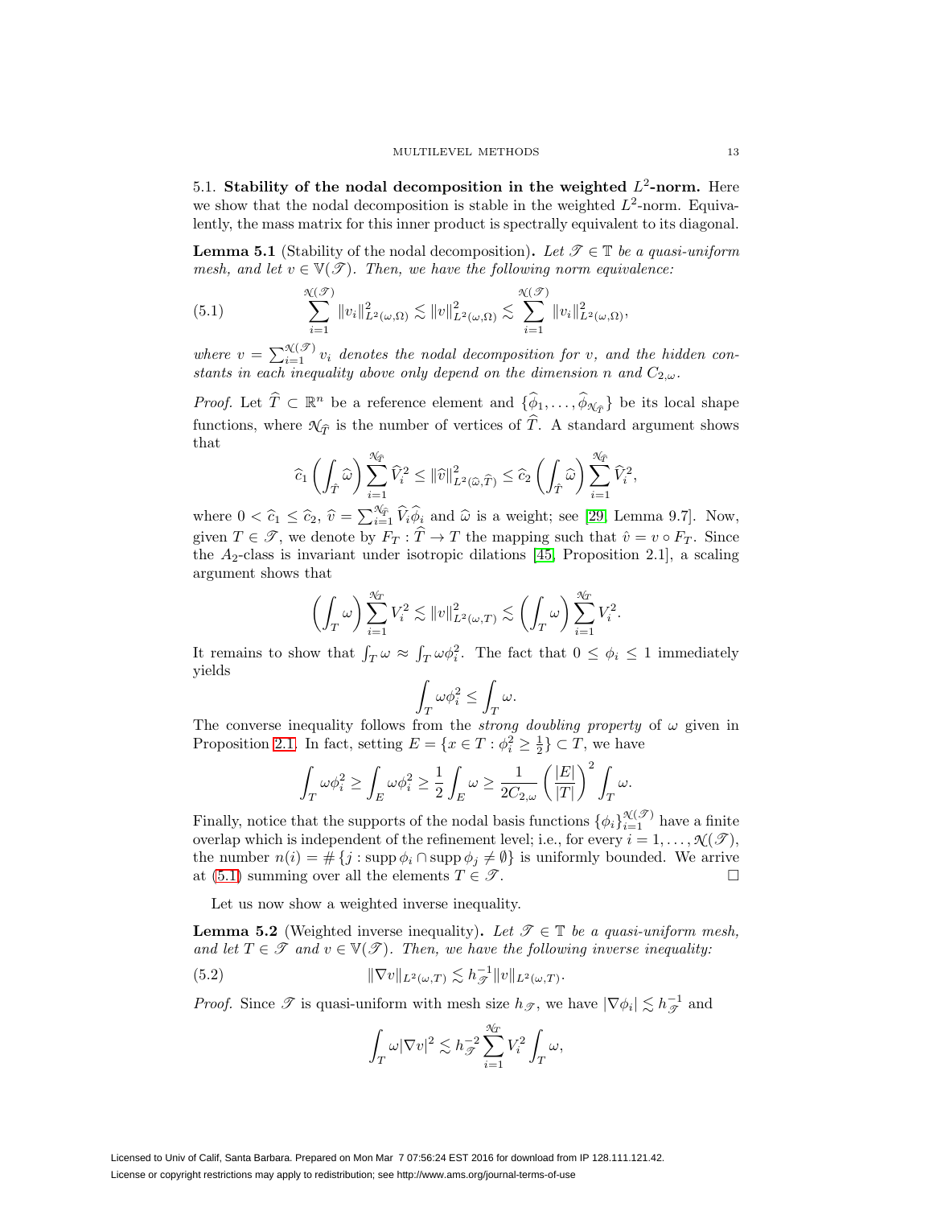### 5.1. **Stability of the nodal decomposition in the weighted $L^2$-norm.**

Here we show that the nodal decomposition is stable in the weighted $L^2$-norm. Equivalently, the mass matrix for this inner product is spectrally equivalent to its diagonal.

**Lemma 5.1** (Stability of the nodal decomposition)**.** *Let $\mathscr{T} \in \mathbb{T}$ be a quasi-uniform mesh, and let $v \in \mathbb{V}(\mathscr{T})$. Then, we have the following norm equivalence:*

$$
\sum_{i=1}^{\mathcal{N}(\mathscr{T})} \|v_i\|^2_{L^2(\omega,\Omega)} \lesssim \|v\|^2_{L^2(\omega,\Omega)} \lesssim \sum_{i=1}^{\mathcal{N}(\mathscr{T})} \|v_i\|^2_{L^2(\omega,\Omega)}, \tag{5.1}
$$

*where $v = \sum_{i=1}^{\mathcal{N}(\mathscr{T})} v_i$ denotes the nodal decomposition for $v$, and the hidden constants in each inequality above only depend on the dimension $n$ and $C_{2,\omega}$.*

*Proof.* Let $\widehat{T} \subset \mathbb{R}^n$ be a reference element and $\{\widehat{\phi}_1, \ldots, \widehat{\phi}_{\mathcal{N}_{\widehat{T}}}\}$ be its local shape functions, where $\mathcal{N}_{\widehat{T}}$ is the number of vertices of $\widehat{T}$. A standard argument shows that

$$
\widehat{c}_1 \left( \int_{\widehat{T}} \widehat{\omega} \right) \sum_{i=1}^{\mathcal{N}_{\widehat{T}}} \widehat{V}_i^2 \leq \|\widehat{v}\|^2_{L^2(\widehat{\omega},\widehat{T})} \leq \widehat{c}_2 \left( \int_{\widehat{T}} \widehat{\omega} \right) \sum_{i=1}^{\mathcal{N}_{\widehat{T}}} \widehat{V}_i^2,
$$

where $0 < \widehat{c}_1 \leq \widehat{c}_2$, $\widehat{v} = \sum_{i=1}^{\mathcal{N}_{\widehat{T}}} \widehat{V}_i \widehat{\phi}_i$ and $\widehat{\omega}$ is a weight; see [29, Lemma 9.7]. Now, given $T \in \mathscr{T}$, we denote by $F_T : \widehat{T} \to T$ the mapping such that $\hat{v} = v \circ F_T$. Since the $A_2$-class is invariant under isotropic dilations [45, Proposition 2.1], a scaling argument shows that

$$
\left( \int_T \omega \right) \sum_{i=1}^{\mathcal{N}_T} V_i^2 \lesssim \|v\|^2_{L^2(\omega,T)} \lesssim \left( \int_T \omega \right) \sum_{i=1}^{\mathcal{N}_T} V_i^2.
$$

It remains to show that $\int_T \omega \approx \int_T \omega \phi_i^2$. The fact that $0 \leq \phi_i \leq 1$ immediately yields

$$
\int_T \omega \phi_i^2 \leq \int_T \omega.
$$

The converse inequality follows from the *strong doubling property* of $\omega$ given in Proposition 2.1. In fact, setting $E = \{x \in T : \phi_i^2 \geq \frac{1}{2}\} \subset T$, we have

$$
\int_T \omega \phi_i^2 \geq \int_E \omega \phi_i^2 \geq \frac{1}{2} \int_E \omega \geq \frac{1}{2C_{2,\omega}} \left( \frac{|E|}{|T|} \right)^2 \int_T \omega.
$$

Finally, notice that the supports of the nodal basis functions $\{\phi_i\}_{i=1}^{\mathcal{N}(\mathscr{T})}$ have a finite overlap which is independent of the refinement level; i.e., for every $i = 1, \ldots, \mathcal{N}(\mathscr{T})$, the number $n(i) = \#\{j : \operatorname{supp} \phi_i \cap \operatorname{supp} \phi_j \neq \emptyset\}$ is uniformly bounded. We arrive at (5.1) summing over all the elements $T \in \mathscr{T}$. $\square$

Let us now show a weighted inverse inequality.

**Lemma 5.2** (Weighted inverse inequality)**.** *Let $\mathscr{T} \in \mathbb{T}$ be a quasi-uniform mesh, and let $T \in \mathscr{T}$ and $v \in \mathbb{V}(\mathscr{T})$. Then, we have the following inverse inequality:*

$$
\|\nabla v\|_{L^2(\omega,T)} \lesssim h_{\mathscr{T}}^{-1} \|v\|_{L^2(\omega,T)}. \tag{5.2}
$$

*Proof.* Since $\mathscr{T}$ is quasi-uniform with mesh size $h_{\mathscr{T}}$, we have $|\nabla \phi_i| \lesssim h_{\mathscr{T}}^{-1}$ and

$$
\int_T \omega |\nabla v|^2 \lesssim h_{\mathscr{T}}^{-2} \sum_{i=1}^{\mathcal{N}_T} V_i^2 \int_T \omega,
$$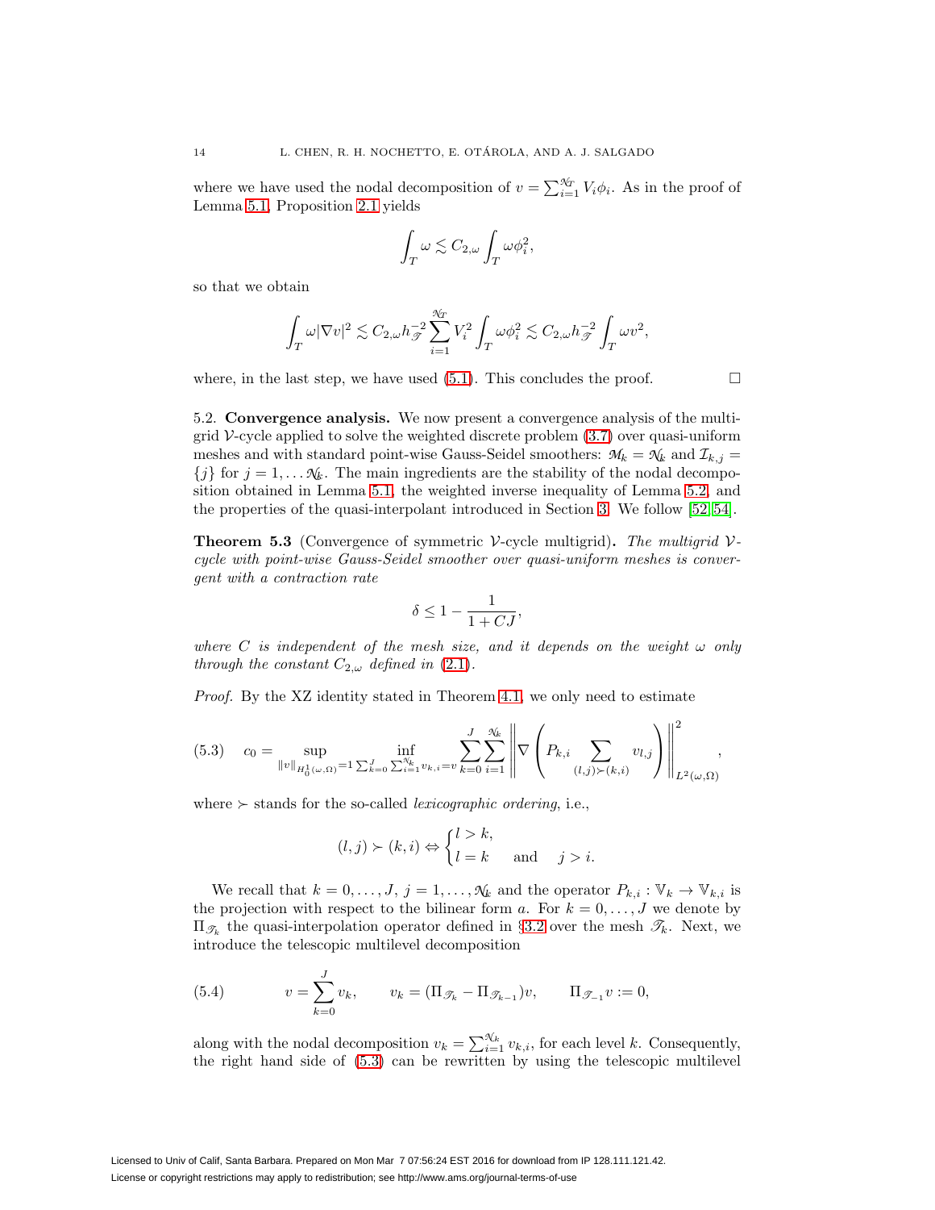where we have used the nodal decomposition of $v = \sum_{i=1}^{\mathcal{N}_T} V_i \phi_i$. As in the proof of Lemma 5.1, Proposition 2.1 yields

$$\int_T \omega \lesssim C_{2,\omega} \int_T \omega \phi_i^2,$$

so that we obtain

$$\int_T \omega |\nabla v|^2 \lesssim C_{2,\omega} h_{\mathscr{T}}^{-2} \sum_{i=1}^{\mathcal{N}_T} V_i^2 \int_T \omega \phi_i^2 \lesssim C_{2,\omega} h_{\mathscr{T}}^{-2} \int_T \omega v^2,$$

where, in the last step, we have used (5.1). This concludes the proof. $\square$

5.2. **Convergence analysis.** We now present a convergence analysis of the multigrid $\mathcal{V}$-cycle applied to solve the weighted discrete problem (3.7) over quasi-uniform meshes and with standard point-wise Gauss-Seidel smoothers: $\mathcal{M}_k = \mathcal{N}_k$ and $\mathcal{I}_{k,j} = \{j\}$ for $j = 1, \ldots \mathcal{N}_k$. The main ingredients are the stability of the nodal decomposition obtained in Lemma 5.1, the weighted inverse inequality of Lemma 5.2, and the properties of the quasi-interpolant introduced in Section 3. We follow [52, 54].

**Theorem 5.3** (Convergence of symmetric $\mathcal{V}$-cycle multigrid)**.** *The multigrid $\mathcal{V}$-cycle with point-wise Gauss-Seidel smoother over quasi-uniform meshes is convergent with a contraction rate*

$$\delta \leq 1 - \frac{1}{1 + CJ},$$

*where $C$ is independent of the mesh size, and it depends on the weight $\omega$ only through the constant $C_{2,\omega}$ defined in (2.1).*

*Proof.* By the XZ identity stated in Theorem 4.1, we only need to estimate

$$c_0 = \sup_{\|v\|_{H_0^1(\omega,\Omega)}=1} \inf_{\sum_{k=0}^J \sum_{i=1}^{\mathcal{N}_k} v_{k,i} = v} \sum_{k=0}^{J} \sum_{i=1}^{\mathcal{N}_k} \left\| \nabla \left( P_{k,i} \sum_{(l,j) \succ (k,i)} v_{l,j} \right) \right\|_{L^2(\omega,\Omega)}^2, \tag{5.3}$$

where $\succ$ stands for the so-called *lexicographic ordering*, i.e.,

$$(l,j) \succ (k,i) \Leftrightarrow \begin{cases} l > k, \\ l = k \quad \text{ and } \quad j > i. \end{cases}$$

We recall that $k = 0, \ldots, J$, $j = 1, \ldots, \mathcal{N}_k$ and the operator $P_{k,i} : \mathbb{V}_k \to \mathbb{V}_{k,i}$ is the projection with respect to the bilinear form $a$. For $k = 0, \ldots, J$ we denote by $\Pi_{\mathscr{T}_k}$ the quasi-interpolation operator defined in §3.2 over the mesh $\mathscr{T}_k$. Next, we introduce the telescopic multilevel decomposition

$$v = \sum_{k=0}^{J} v_k, \qquad v_k = (\Pi_{\mathscr{T}_k} - \Pi_{\mathscr{T}_{k-1}})v, \qquad \Pi_{\mathscr{T}_{-1}} v := 0, \tag{5.4}$$

along with the nodal decomposition $v_k = \sum_{i=1}^{\mathcal{N}_k} v_{k,i}$, for each level $k$. Consequently, the right hand side of (5.3) can be rewritten by using the telescopic multilevel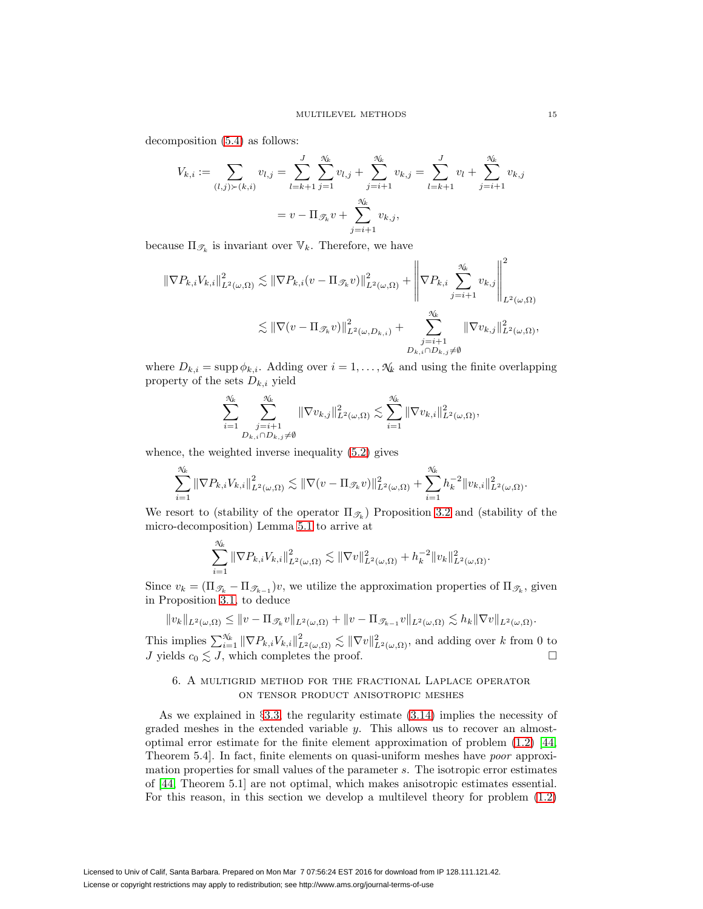decomposition (5.4) as follows:

$$V_{k,i} := \sum_{(l,j)\succ(k,i)} v_{l,j} = \sum_{l=k+1}^{J}\sum_{j=1}^{\mathcal{N}_k} v_{l,j} + \sum_{j=i+1}^{\mathcal{N}_k} v_{k,j} = \sum_{l=k+1}^{J} v_l + \sum_{j=i+1}^{\mathcal{N}_k} v_{k,j}$$

$$= v - \Pi_{\mathscr{T}_k} v + \sum_{j=i+1}^{\mathcal{N}_k} v_{k,j},$$

because $\Pi_{\mathscr{T}_k}$ is invariant over $\mathbb{V}_k$. Therefore, we have

$$\|\nabla P_{k,i} V_{k,i}\|^2_{L^2(\omega,\Omega)} \lesssim \|\nabla P_{k,i}(v - \Pi_{\mathscr{T}_k} v)\|^2_{L^2(\omega,\Omega)} + \left\|\nabla P_{k,i} \sum_{j=i+1}^{\mathcal{N}_k} v_{k,j}\right\|^2_{L^2(\omega,\Omega)}$$

$$\lesssim \|\nabla(v - \Pi_{\mathscr{T}_k} v)\|^2_{L^2(\omega,D_{k,i})} + \sum_{\substack{j=i+1 \\ D_{k,i}\cap D_{k,j}\neq\emptyset}}^{\mathcal{N}_k} \|\nabla v_{k,j}\|^2_{L^2(\omega,\Omega)},$$

where $D_{k,i} = \operatorname{supp}\phi_{k,i}$. Adding over $i = 1, \ldots, \mathcal{N}_k$ and using the finite overlapping property of the sets $D_{k,i}$ yield

$$\sum_{i=1}^{\mathcal{N}_k} \sum_{\substack{j=i+1 \\ D_{k,i}\cap D_{k,j}\neq\emptyset}}^{\mathcal{N}_k} \|\nabla v_{k,j}\|^2_{L^2(\omega,\Omega)} \lesssim \sum_{i=1}^{\mathcal{N}_k} \|\nabla v_{k,i}\|^2_{L^2(\omega,\Omega)},$$

whence, the weighted inverse inequality (5.2) gives

$$\sum_{i=1}^{\mathcal{N}_k} \|\nabla P_{k,i} V_{k,i}\|^2_{L^2(\omega,\Omega)} \lesssim \|\nabla(v - \Pi_{\mathscr{T}_k} v)\|^2_{L^2(\omega,\Omega)} + \sum_{i=1}^{\mathcal{N}_k} h_k^{-2}\|v_{k,i}\|^2_{L^2(\omega,\Omega)}.$$

We resort to (stability of the operator $\Pi_{\mathscr{T}_k}$) Proposition 3.2 and (stability of the micro-decomposition) Lemma 5.1 to arrive at

$$\sum_{i=1}^{\mathcal{N}_k} \|\nabla P_{k,i} V_{k,i}\|^2_{L^2(\omega,\Omega)} \lesssim \|\nabla v\|^2_{L^2(\omega,\Omega)} + h_k^{-2}\|v_k\|^2_{L^2(\omega,\Omega)}.$$

Since $v_k = (\Pi_{\mathscr{T}_k} - \Pi_{\mathscr{T}_{k-1}})v$, we utilize the approximation properties of $\Pi_{\mathscr{T}_k}$, given in Proposition 3.1, to deduce

$$\|v_k\|_{L^2(\omega,\Omega)} \leq \|v - \Pi_{\mathscr{T}_k} v\|_{L^2(\omega,\Omega)} + \|v - \Pi_{\mathscr{T}_{k-1}} v\|_{L^2(\omega,\Omega)} \lesssim h_k \|\nabla v\|_{L^2(\omega,\Omega)}.$$

This implies $\sum_{i=1}^{\mathcal{N}_k} \|\nabla P_{k,i} V_{k,i}\|^2_{L^2(\omega,\Omega)} \lesssim \|\nabla v\|^2_{L^2(\omega,\Omega)}$, and adding over $k$ from 0 to $J$ yields $c_0 \lesssim J$, which completes the proof. □

## 6. A multigrid method for the fractional Laplace operator on tensor product anisotropic meshes

As we explained in §3.3, the regularity estimate (3.14) implies the necessity of graded meshes in the extended variable $y$. This allows us to recover an almost-optimal error estimate for the finite element approximation of problem (1.2) [44, Theorem 5.4]. In fact, finite elements on quasi-uniform meshes have *poor* approximation properties for small values of the parameter $s$. The isotropic error estimates of [44, Theorem 5.1] are not optimal, which makes anisotropic estimates essential. For this reason, in this section we develop a multilevel theory for problem (1.2)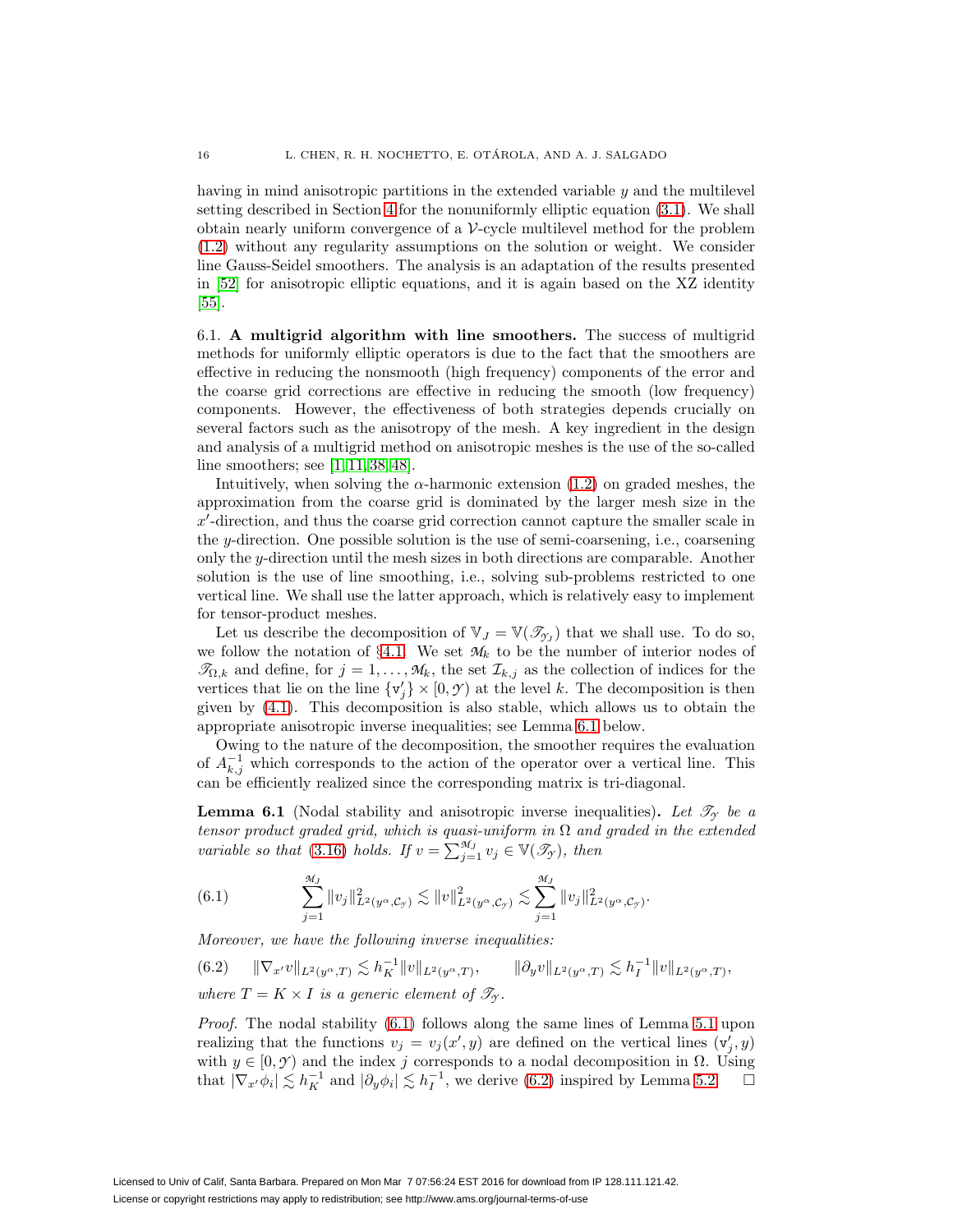having in mind anisotropic partitions in the extended variable $y$ and the multilevel setting described in Section 4 for the nonuniformly elliptic equation (3.1). We shall obtain nearly uniform convergence of a $\mathcal{V}$-cycle multilevel method for the problem (1.2) without any regularity assumptions on the solution or weight. We consider line Gauss-Seidel smoothers. The analysis is an adaptation of the results presented in [52] for anisotropic elliptic equations, and it is again based on the XZ identity [55].

6.1. **A multigrid algorithm with line smoothers.** The success of multigrid methods for uniformly elliptic operators is due to the fact that the smoothers are effective in reducing the nonsmooth (high frequency) components of the error and the coarse grid corrections are effective in reducing the smooth (low frequency) components. However, the effectiveness of both strategies depends crucially on several factors such as the anisotropy of the mesh. A key ingredient in the design and analysis of a multigrid method on anisotropic meshes is the use of the so-called line smoothers; see [1, 11, 38, 48].

Intuitively, when solving the $\alpha$-harmonic extension (1.2) on graded meshes, the approximation from the coarse grid is dominated by the larger mesh size in the $x'$-direction, and thus the coarse grid correction cannot capture the smaller scale in the $y$-direction. One possible solution is the use of semi-coarsening, i.e., coarsening only the $y$-direction until the mesh sizes in both directions are comparable. Another solution is the use of line smoothing, i.e., solving sub-problems restricted to one vertical line. We shall use the latter approach, which is relatively easy to implement for tensor-product meshes.

Let us describe the decomposition of $\mathbb{V}_J = \mathbb{V}(\mathscr{T}_{\mathcal{Y}_J})$ that we shall use. To do so, we follow the notation of §4.1. We set $\mathcal{M}_k$ to be the number of interior nodes of $\mathscr{T}_{\Omega,k}$ and define, for $j = 1, \ldots, \mathcal{M}_k$, the set $\mathcal{I}_{k,j}$ as the collection of indices for the vertices that lie on the line $\{\mathtt{v}'_j\} \times [0, \mathcal{Y})$ at the level $k$. The decomposition is then given by (4.1). This decomposition is also stable, which allows us to obtain the appropriate anisotropic inverse inequalities; see Lemma 6.1 below.

Owing to the nature of the decomposition, the smoother requires the evaluation of $A_{k,j}^{-1}$ which corresponds to the action of the operator over a vertical line. This can be efficiently realized since the corresponding matrix is tri-diagonal.

**Lemma 6.1** (Nodal stability and anisotropic inverse inequalities)**.** *Let $\mathscr{T}_{\mathcal{Y}}$ be a tensor product graded grid, which is quasi-uniform in $\Omega$ and graded in the extended variable so that (3.16) holds. If $v = \sum_{j=1}^{\mathcal{M}_J} v_j \in \mathbb{V}(\mathscr{T}_{\mathcal{Y}})$, then*

$$
(6.1) \qquad \sum_{j=1}^{\mathcal{M}_J} \|v_j\|^2_{L^2(y^\alpha, \mathcal{C}_{\mathcal{Y}})} \lesssim \|v\|^2_{L^2(y^\alpha, \mathcal{C}_{\mathcal{Y}})} \lesssim \sum_{j=1}^{\mathcal{M}_J} \|v_j\|^2_{L^2(y^\alpha, \mathcal{C}_{\mathcal{Y}})}.
$$

*Moreover, we have the following inverse inequalities:*

$$
(6.2) \qquad \|\nabla_{x'} v\|_{L^2(y^\alpha, T)} \lesssim h_K^{-1} \|v\|_{L^2(y^\alpha, T)}, \qquad \|\partial_y v\|_{L^2(y^\alpha, T)} \lesssim h_I^{-1} \|v\|_{L^2(y^\alpha, T)},
$$

*where $T = K \times I$ is a generic element of $\mathscr{T}_{\mathcal{Y}}$.*

*Proof.* The nodal stability (6.1) follows along the same lines of Lemma 5.1 upon realizing that the functions $v_j = v_j(x', y)$ are defined on the vertical lines $(\mathtt{v}'_j, y)$ with $y \in [0, \mathcal{Y})$ and the index $j$ corresponds to a nodal decomposition in $\Omega$. Using that $|\nabla_{x'} \phi_i| \lesssim h_K^{-1}$ and $|\partial_y \phi_i| \lesssim h_I^{-1}$, we derive (6.2) inspired by Lemma 5.2. $\square$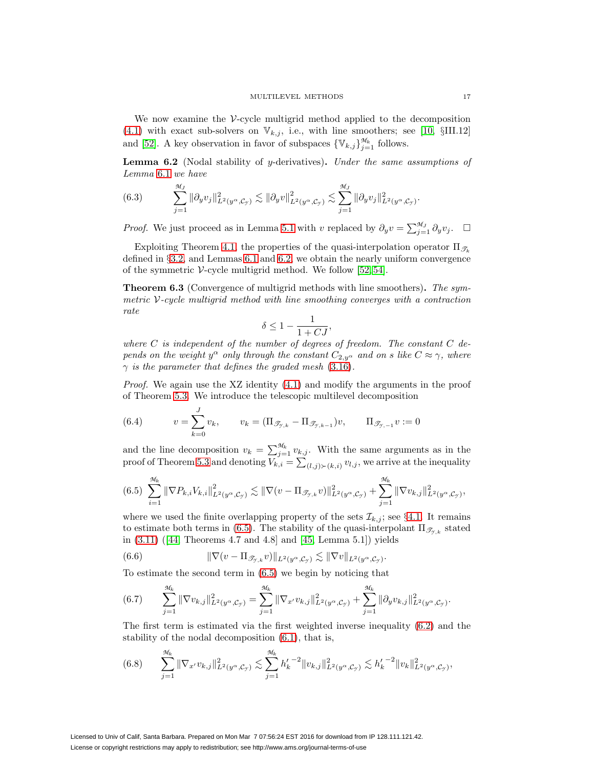We now examine the $\mathcal{V}$-cycle multigrid method applied to the decomposition (4.1) with exact sub-solvers on $\mathbb{V}_{k,j}$, i.e., with line smoothers; see [10, §III.12] and [52]. A key observation in favor of subspaces $\{\mathbb{V}_{k,j}\}_{j=1}^{\mathcal{M}_k}$ follows.

**Lemma 6.2** (Nodal stability of $y$-derivatives)**.** *Under the same assumptions of Lemma 6.1 we have*

$$
\sum_{j=1}^{\mathcal{M}_J} \|\partial_y v_j\|^2_{L^2(y^\alpha,\mathcal{C}_\mathscr{Y})} \lesssim \|\partial_y v\|^2_{L^2(y^\alpha,\mathcal{C}_\mathscr{Y})} \lesssim \sum_{j=1}^{\mathcal{M}_J} \|\partial_y v_j\|^2_{L^2(y^\alpha,\mathcal{C}_\mathscr{Y})}. \tag{6.3}
$$

*Proof.* We just proceed as in Lemma 5.1 with $v$ replaced by $\partial_y v = \sum_{j=1}^{\mathcal{M}_J} \partial_y v_j$. $\square$

Exploiting Theorem 4.1, the properties of the quasi-interpolation operator $\Pi_{\mathscr{T}_k}$ defined in §3.2, and Lemmas 6.1 and 6.2, we obtain the nearly uniform convergence of the symmetric $\mathcal{V}$-cycle multigrid method. We follow [52, 54].

**Theorem 6.3** (Convergence of multigrid methods with line smoothers)**.** *The symmetric $\mathcal{V}$-cycle multigrid method with line smoothing converges with a contraction rate*

$$
\delta \leq 1 - \frac{1}{1 + CJ},
$$

*where $C$ is independent of the number of degrees of freedom. The constant $C$ depends on the weight $y^\alpha$ only through the constant $C_{2,y^\alpha}$ and on $s$ like $C \approx \gamma$, where $\gamma$ is the parameter that defines the graded mesh (3.16).*

*Proof.* We again use the XZ identity (4.1) and modify the arguments in the proof of Theorem 5.3. We introduce the telescopic multilevel decomposition

$$
v = \sum_{k=0}^{J} v_k, \qquad v_k = (\Pi_{\mathscr{T}_{\mathscr{Y},k}} - \Pi_{\mathscr{T}_{\mathscr{Y},k-1}})v, \qquad \Pi_{\mathscr{T}_{\mathscr{Y},-1}} v := 0 \tag{6.4}
$$

and the line decomposition $v_k = \sum_{j=1}^{\mathcal{M}_k} v_{k,j}$. With the same arguments as in the proof of Theorem 5.3 and denoting $V_{k,i} = \sum_{(l,j)\succ(k,i)} v_{l,j}$, we arrive at the inequality

$$
\sum_{i=1}^{\mathcal{M}_k} \|\nabla P_{k,i} V_{k,i}\|^2_{L^2(y^\alpha,\mathcal{C}_\mathscr{Y})} \lesssim \|\nabla(v - \Pi_{\mathscr{T}_{\mathscr{Y},k}} v)\|^2_{L^2(y^\alpha,\mathcal{C}_\mathscr{Y})} + \sum_{j=1}^{\mathcal{M}_k} \|\nabla v_{k,j}\|^2_{L^2(y^\alpha,\mathcal{C}_\mathscr{Y})}, \tag{6.5}
$$

where we used the finite overlapping property of the sets $\mathcal{I}_{k,j}$; see §4.1. It remains to estimate both terms in (6.5). The stability of the quasi-interpolant $\Pi_{\mathscr{T}_{\mathscr{Y},k}}$ stated in (3.11) ([44, Theorems 4.7 and 4.8] and [45, Lemma 5.1]) yields

$$
\|\nabla(v - \Pi_{\mathscr{T}_{\mathscr{Y},k}} v)\|_{L^2(y^\alpha,\mathcal{C}_\mathscr{Y})} \lesssim \|\nabla v\|_{L^2(y^\alpha,\mathcal{C}_\mathscr{Y})}. \tag{6.6}
$$

To estimate the second term in (6.5) we begin by noticing that

$$
\sum_{j=1}^{\mathcal{M}_k} \|\nabla v_{k,j}\|^2_{L^2(y^\alpha,\mathcal{C}_\mathscr{Y})} = \sum_{j=1}^{\mathcal{M}_k} \|\nabla_{x'} v_{k,j}\|^2_{L^2(y^\alpha,\mathcal{C}_\mathscr{Y})} + \sum_{j=1}^{\mathcal{M}_k} \|\partial_y v_{k,j}\|^2_{L^2(y^\alpha,\mathcal{C}_\mathscr{Y})}. \tag{6.7}
$$

The first term is estimated via the first weighted inverse inequality (6.2) and the stability of the nodal decomposition (6.1), that is,

$$
\sum_{j=1}^{\mathcal{M}_k} \|\nabla_{x'} v_{k,j}\|^2_{L^2(y^\alpha,\mathcal{C}_\mathscr{Y})} \lesssim \sum_{j=1}^{\mathcal{M}_k} {h'_k}^{-2} \|v_{k,j}\|^2_{L^2(y^\alpha,\mathcal{C}_\mathscr{Y})} \lesssim {h'_k}^{-2} \|v_k\|^2_{L^2(y^\alpha,\mathcal{C}_\mathscr{Y})}, \tag{6.8}
$$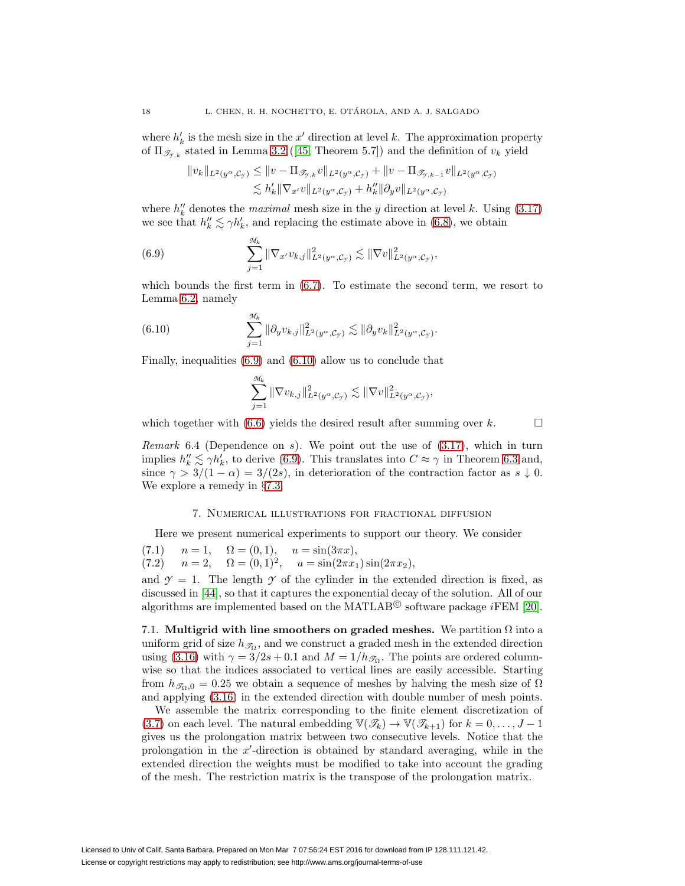where $h'_k$ is the mesh size in the $x'$ direction at level $k$. The approximation property of $\Pi_{\mathscr{T}_{\mathcal{Y},k}}$ stated in Lemma 3.2 ([45, Theorem 5.7]) and the definition of $v_k$ yield

$$
\begin{aligned}
\|v_k\|_{L^2(y^\alpha,\mathcal{C}_{\mathcal{Y}})} &\le \|v - \Pi_{\mathscr{T}_{\mathcal{Y},k}} v\|_{L^2(y^\alpha,\mathcal{C}_{\mathcal{Y}})} + \|v - \Pi_{\mathscr{T}_{\mathcal{Y},k-1}} v\|_{L^2(y^\alpha,\mathcal{C}_{\mathcal{Y}})} \\
&\lesssim h'_k \|\nabla_{x'} v\|_{L^2(y^\alpha,\mathcal{C}_{\mathcal{Y}})} + h''_k \|\partial_y v\|_{L^2(y^\alpha,\mathcal{C}_{\mathcal{Y}})}
\end{aligned}
$$

where $h''_k$ denotes the *maximal* mesh size in the $y$ direction at level $k$. Using (3.17) we see that $h''_k \lesssim \gamma h'_k$, and replacing the estimate above in (6.8), we obtain

$$
\sum_{j=1}^{\mathcal{M}_k} \|\nabla_{x'} v_{k,j}\|^2_{L^2(y^\alpha,\mathcal{C}_{\mathcal{Y}})} \lesssim \|\nabla v\|^2_{L^2(y^\alpha,\mathcal{C}_{\mathcal{Y}})}, \tag{6.9}
$$

which bounds the first term in (6.7). To estimate the second term, we resort to Lemma 6.2, namely

$$
\sum_{j=1}^{\mathcal{M}_k} \|\partial_y v_{k,j}\|^2_{L^2(y^\alpha,\mathcal{C}_{\mathcal{Y}})} \lesssim \|\partial_y v_k\|^2_{L^2(y^\alpha,\mathcal{C}_{\mathcal{Y}})}. \tag{6.10}
$$

Finally, inequalities (6.9) and (6.10) allow us to conclude that

$$
\sum_{j=1}^{\mathcal{M}_k} \|\nabla v_{k,j}\|^2_{L^2(y^\alpha,\mathcal{C}_{\mathcal{Y}})} \lesssim \|\nabla v\|^2_{L^2(y^\alpha,\mathcal{C}_{\mathcal{Y}})},
$$

which together with (6.6) yields the desired result after summing over $k$. □

*Remark* 6.4 (Dependence on $s$). We point out the use of (3.17), which in turn implies $h''_k \lesssim \gamma h'_k$, to derive (6.9). This translates into $C \approx \gamma$ in Theorem 6.3 and, since $\gamma > 3/(1-\alpha) = 3/(2s)$, in deterioration of the contraction factor as $s \downarrow 0$. We explore a remedy in §7.3.

## 7. Numerical illustrations for fractional diffusion

Here we present numerical experiments to support our theory. We consider

$$
n = 1, \quad \Omega = (0,1), \quad u = \sin(3\pi x), \tag{7.1}
$$

$$
n = 2, \quad \Omega = (0,1)^2, \quad u = \sin(2\pi x_1)\sin(2\pi x_2), \tag{7.2}
$$

and $\mathcal{Y} = 1$. The length $\mathcal{Y}$ of the cylinder in the extended direction is fixed, as discussed in [44], so that it captures the exponential decay of the solution. All of our algorithms are implemented based on the MATLAB© software package *i*FEM [20].

### 7.1. Multigrid with line smoothers on graded meshes.

We partition $\Omega$ into a uniform grid of size $h_{\mathscr{T}_\Omega}$, and we construct a graded mesh in the extended direction using (3.16) with $\gamma = 3/2s + 0.1$ and $M = 1/h_{\mathscr{T}_\Omega}$. The points are ordered column-wise so that the indices associated to vertical lines are easily accessible. Starting from $h_{\mathscr{T}_\Omega,0} = 0.25$ we obtain a sequence of meshes by halving the mesh size of $\Omega$ and applying (3.16) in the extended direction with double number of mesh points.

We assemble the matrix corresponding to the finite element discretization of (3.7) on each level. The natural embedding $\mathbb{V}(\mathscr{T}_k) \to \mathbb{V}(\mathscr{T}_{k+1})$ for $k = 0, \dots, J-1$ gives us the prolongation matrix between two consecutive levels. Notice that the prolongation in the $x'$-direction is obtained by standard averaging, while in the extended direction the weights must be modified to take into account the grading of the mesh. The restriction matrix is the transpose of the prolongation matrix.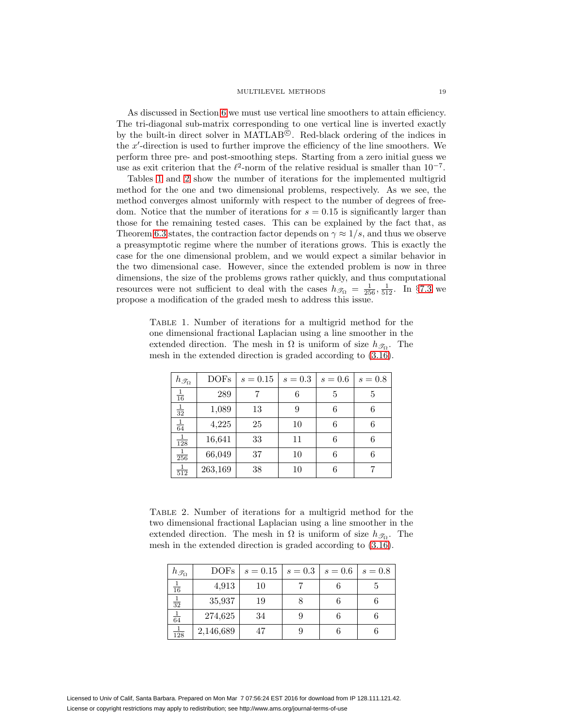As discussed in Section 6 we must use vertical line smoothers to attain efficiency. The tri-diagonal sub-matrix corresponding to one vertical line is inverted exactly by the built-in direct solver in MATLAB©. Red-black ordering of the indices in the $x'$-direction is used to further improve the efficiency of the line smoothers. We perform three pre- and post-smoothing steps. Starting from a zero initial guess we use as exit criterion that the $\ell^2$-norm of the relative residual is smaller than $10^{-7}$.

Tables 1 and 2 show the number of iterations for the implemented multigrid method for the one and two dimensional problems, respectively. As we see, the method converges almost uniformly with respect to the number of degrees of freedom. Notice that the number of iterations for $s = 0.15$ is significantly larger than those for the remaining tested cases. This can be explained by the fact that, as Theorem 6.3 states, the contraction factor depends on $\gamma \approx 1/s$, and thus we observe a preasymptotic regime where the number of iterations grows. This is exactly the case for the one dimensional problem, and we would expect a similar behavior in the two dimensional case. However, since the extended problem is now in three dimensions, the size of the problems grows rather quickly, and thus computational resources were not sufficient to deal with the cases $h_{\mathscr{T}_\Omega} = \frac{1}{256}, \frac{1}{512}$. In §7.3 we propose a modification of the graded mesh to address this issue.

Table 1. Number of iterations for a multigrid method for the one dimensional fractional Laplacian using a line smoother in the extended direction. The mesh in $\Omega$ is uniform of size $h_{\mathscr{T}_\Omega}$. The mesh in the extended direction is graded according to (3.16).

| $h_{\mathscr{T}_\Omega}$ | DOFs | $s = 0.15$ | $s = 0.3$ | $s = 0.6$ | $s = 0.8$ |
|---|---|---|---|---|---|
| $\frac{1}{16}$ | 289 | 7 | 6 | 5 | 5 |
| $\frac{1}{32}$ | 1,089 | 13 | 9 | 6 | 6 |
| $\frac{1}{64}$ | 4,225 | 25 | 10 | 6 | 6 |
| $\frac{1}{128}$ | 16,641 | 33 | 11 | 6 | 6 |
| $\frac{1}{256}$ | 66,049 | 37 | 10 | 6 | 6 |
| $\frac{1}{512}$ | 263,169 | 38 | 10 | 6 | 7 |

Table 2. Number of iterations for a multigrid method for the two dimensional fractional Laplacian using a line smoother in the extended direction. The mesh in $\Omega$ is uniform of size $h_{\mathscr{T}_\Omega}$. The mesh in the extended direction is graded according to (3.16).

| $h_{\mathscr{T}_\Omega}$ | DOFs | $s = 0.15$ | $s = 0.3$ | $s = 0.6$ | $s = 0.8$ |
|---|---|---|---|---|---|
| $\frac{1}{16}$ | 4,913 | 10 | 7 | 6 | 5 |
| $\frac{1}{32}$ | 35,937 | 19 | 8 | 6 | 6 |
| $\frac{1}{64}$ | 274,625 | 34 | 9 | 6 | 6 |
| $\frac{1}{128}$ | 2,146,689 | 47 | 9 | 6 | 6 |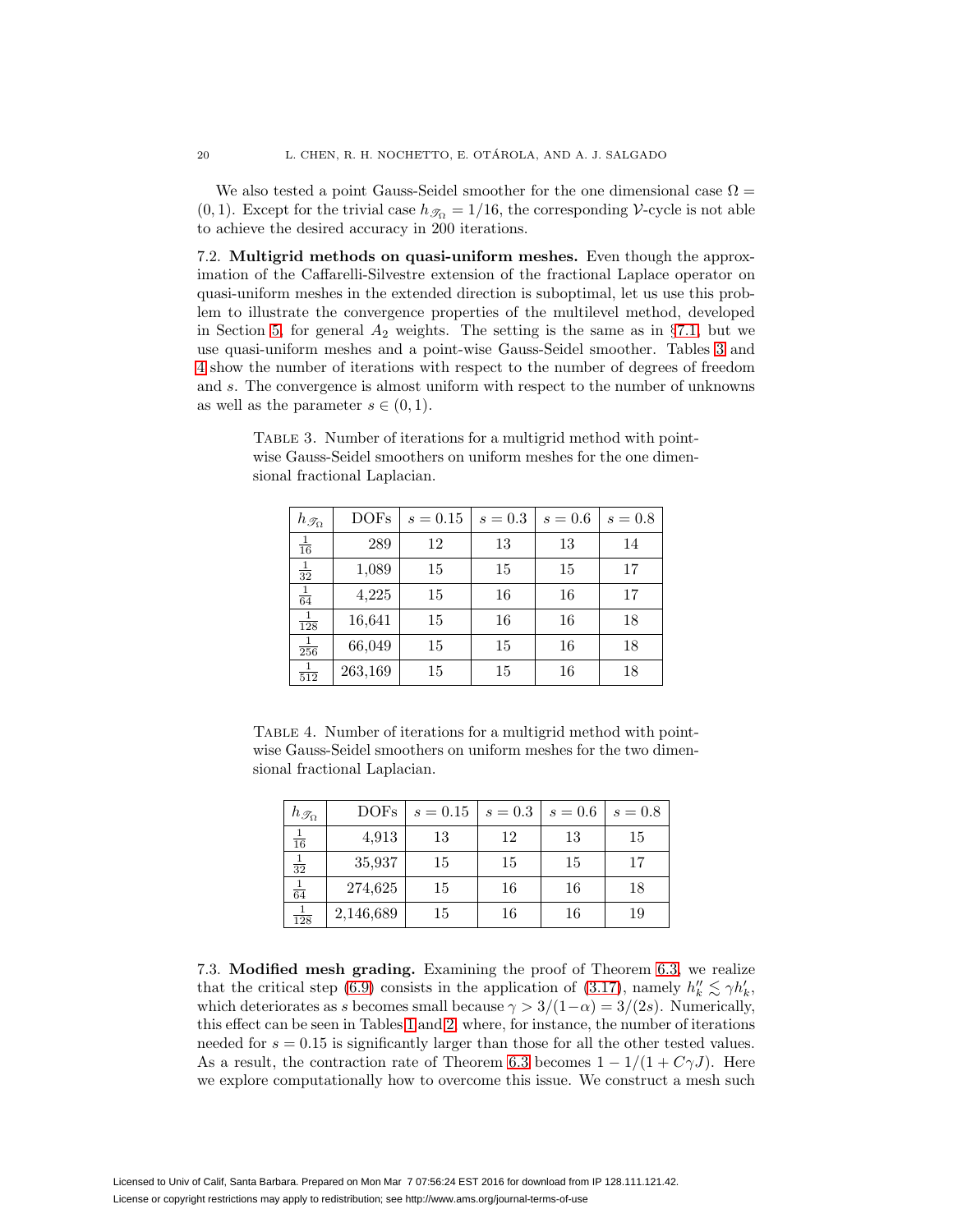We also tested a point Gauss-Seidel smoother for the one dimensional case $\Omega = (0,1)$. Except for the trivial case $h_{\mathscr{T}_\Omega} = 1/16$, the corresponding $\mathcal{V}$-cycle is not able to achieve the desired accuracy in 200 iterations.

7.2. **Multigrid methods on quasi-uniform meshes.** Even though the approximation of the Caffarelli-Silvestre extension of the fractional Laplace operator on quasi-uniform meshes in the extended direction is suboptimal, let us use this problem to illustrate the convergence properties of the multilevel method, developed in Section 5, for general $A_2$ weights. The setting is the same as in §7.1, but we use quasi-uniform meshes and a point-wise Gauss-Seidel smoother. Tables 3 and 4 show the number of iterations with respect to the number of degrees of freedom and $s$. The convergence is almost uniform with respect to the number of unknowns as well as the parameter $s \in (0,1)$.

Table 3. Number of iterations for a multigrid method with point-wise Gauss-Seidel smoothers on uniform meshes for the one dimensional fractional Laplacian.

| $h_{\mathscr{T}_\Omega}$ | DOFs | $s = 0.15$ | $s = 0.3$ | $s = 0.6$ | $s = 0.8$ |
|---|---|---|---|---|---|
| $\frac{1}{16}$ | 289 | 12 | 13 | 13 | 14 |
| $\frac{1}{32}$ | 1,089 | 15 | 15 | 15 | 17 |
| $\frac{1}{64}$ | 4,225 | 15 | 16 | 16 | 17 |
| $\frac{1}{128}$ | 16,641 | 15 | 16 | 16 | 18 |
| $\frac{1}{256}$ | 66,049 | 15 | 15 | 16 | 18 |
| $\frac{1}{512}$ | 263,169 | 15 | 15 | 16 | 18 |

Table 4. Number of iterations for a multigrid method with point-wise Gauss-Seidel smoothers on uniform meshes for the two dimensional fractional Laplacian.

| $h_{\mathscr{T}_\Omega}$ | DOFs | $s = 0.15$ | $s = 0.3$ | $s = 0.6$ | $s = 0.8$ |
|---|---|---|---|---|---|
| $\frac{1}{16}$ | 4,913 | 13 | 12 | 13 | 15 |
| $\frac{1}{32}$ | 35,937 | 15 | 15 | 15 | 17 |
| $\frac{1}{64}$ | 274,625 | 15 | 16 | 16 | 18 |
| $\frac{1}{128}$ | 2,146,689 | 15 | 16 | 16 | 19 |

7.3. **Modified mesh grading.** Examining the proof of Theorem 6.3, we realize that the critical step (6.9) consists in the application of (3.17), namely $h_k'' \lesssim \gamma h_k'$, which deteriorates as $s$ becomes small because $\gamma > 3/(1-\alpha) = 3/(2s)$. Numerically, this effect can be seen in Tables 1 and 2, where, for instance, the number of iterations needed for $s = 0.15$ is significantly larger than those for all the other tested values. As a result, the contraction rate of Theorem 6.3 becomes $1 - 1/(1 + C\gamma J)$. Here we explore computationally how to overcome this issue. We construct a mesh such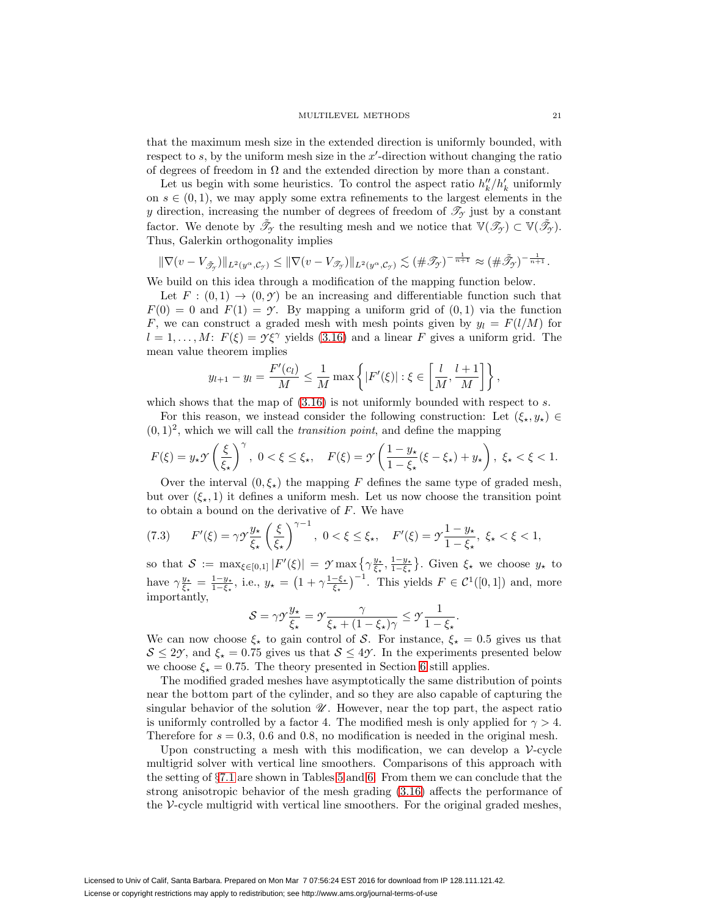that the maximum mesh size in the extended direction is uniformly bounded, with respect to $s$, by the uniform mesh size in the $x'$-direction without changing the ratio of degrees of freedom in $\Omega$ and the extended direction by more than a constant.

Let us begin with some heuristics. To control the aspect ratio $h_k''/h_k'$ uniformly on $s \in (0,1)$, we may apply some extra refinements to the largest elements in the $y$ direction, increasing the number of degrees of freedom of $\mathscr{T}_{\mathcal{Y}}$ just by a constant factor. We denote by $\tilde{\mathscr{T}}_{\mathcal{Y}}$ the resulting mesh and we notice that $\mathbb{V}(\mathscr{T}_{\mathcal{Y}}) \subset \mathbb{V}(\tilde{\mathscr{T}}_{\mathcal{Y}})$. Thus, Galerkin orthogonality implies

$$\|\nabla(v - V_{\tilde{\mathscr{T}}_{\mathcal{Y}}})\|_{L^2(y^\alpha, \mathcal{C}_{\mathcal{Y}})} \leq \|\nabla(v - V_{\mathscr{T}_{\mathcal{Y}}})\|_{L^2(y^\alpha, \mathcal{C}_{\mathcal{Y}})} \lesssim (\#\mathscr{T}_{\mathcal{Y}})^{-\frac{1}{n+1}} \approx (\#\tilde{\mathscr{T}}_{\mathcal{Y}})^{-\frac{1}{n+1}}.$$

We build on this idea through a modification of the mapping function below.

Let $F : (0,1) \to (0, \mathcal{Y})$ be an increasing and differentiable function such that $F(0) = 0$ and $F(1) = \mathcal{Y}$. By mapping a uniform grid of $(0,1)$ via the function $F$, we can construct a graded mesh with mesh points given by $y_l = F(l/M)$ for $l = 1, \ldots, M$: $F(\xi) = \mathcal{Y}\xi^\gamma$ yields (3.16) and a linear $F$ gives a uniform grid. The mean value theorem implies

$$y_{l+1} - y_l = \frac{F'(c_l)}{M} \leq \frac{1}{M} \max\left\{ |F'(\xi)| : \xi \in \left[\frac{l}{M}, \frac{l+1}{M}\right] \right\},$$

which shows that the map of (3.16) is not uniformly bounded with respect to $s$.

For this reason, we instead consider the following construction: Let $(\xi_\star, y_\star) \in (0,1)^2$, which we will call the *transition point*, and define the mapping

$$F(\xi) = y_\star \mathcal{Y} \left(\frac{\xi}{\xi_\star}\right)^\gamma, \ 0 < \xi \leq \xi_\star, \quad F(\xi) = \mathcal{Y}\left(\frac{1 - y_\star}{1 - \xi_\star}(\xi - \xi_\star) + y_\star\right), \ \xi_\star < \xi < 1.$$

Over the interval $(0, \xi_\star)$ the mapping $F$ defines the same type of graded mesh, but over $(\xi_\star, 1)$ it defines a uniform mesh. Let us now choose the transition point to obtain a bound on the derivative of $F$. We have

$$F'(\xi) = \gamma \mathcal{Y} \frac{y_\star}{\xi_\star}\left(\frac{\xi}{\xi_\star}\right)^{\gamma - 1}, \ 0 < \xi \leq \xi_\star, \quad F'(\xi) = \mathcal{Y}\frac{1 - y_\star}{1 - \xi_\star}, \ \xi_\star < \xi < 1, \tag{7.3}$$

so that $\mathcal{S} := \max_{\xi \in [0,1]} |F'(\xi)| = \mathcal{Y} \max\left\{\gamma \frac{y_\star}{\xi_\star}, \frac{1-y_\star}{1-\xi_\star}\right\}$. Given $\xi_\star$ we choose $y_\star$ to have $\gamma \frac{y_\star}{\xi_\star} = \frac{1-y_\star}{1-\xi_\star}$, i.e., $y_\star = \left(1 + \gamma \frac{1-\xi_\star}{\xi_\star}\right)^{-1}$. This yields $F \in \mathcal{C}^1([0,1])$ and, more importantly,

$$\mathcal{S} = \gamma \mathcal{Y} \frac{y_\star}{\xi_\star} = \mathcal{Y} \frac{\gamma}{\xi_\star + (1 - \xi_\star)\gamma} \leq \mathcal{Y} \frac{1}{1 - \xi_\star}.$$

We can now choose $\xi_\star$ to gain control of $\mathcal{S}$. For instance, $\xi_\star = 0.5$ gives us that $\mathcal{S} \leq 2\mathcal{Y}$, and $\xi_\star = 0.75$ gives us that $\mathcal{S} \leq 4\mathcal{Y}$. In the experiments presented below we choose $\xi_\star = 0.75$. The theory presented in Section 6 still applies.

The modified graded meshes have asymptotically the same distribution of points near the bottom part of the cylinder, and so they are also capable of capturing the singular behavior of the solution $\mathscr{U}$. However, near the top part, the aspect ratio is uniformly controlled by a factor 4. The modified mesh is only applied for $\gamma > 4$. Therefore for $s = 0.3$, 0.6 and 0.8, no modification is needed in the original mesh.

Upon constructing a mesh with this modification, we can develop a $\mathcal{V}$-cycle multigrid solver with vertical line smoothers. Comparisons of this approach with the setting of §7.1 are shown in Tables 5 and 6. From them we can conclude that the strong anisotropic behavior of the mesh grading (3.16) affects the performance of the $\mathcal{V}$-cycle multigrid with vertical line smoothers. For the original graded meshes,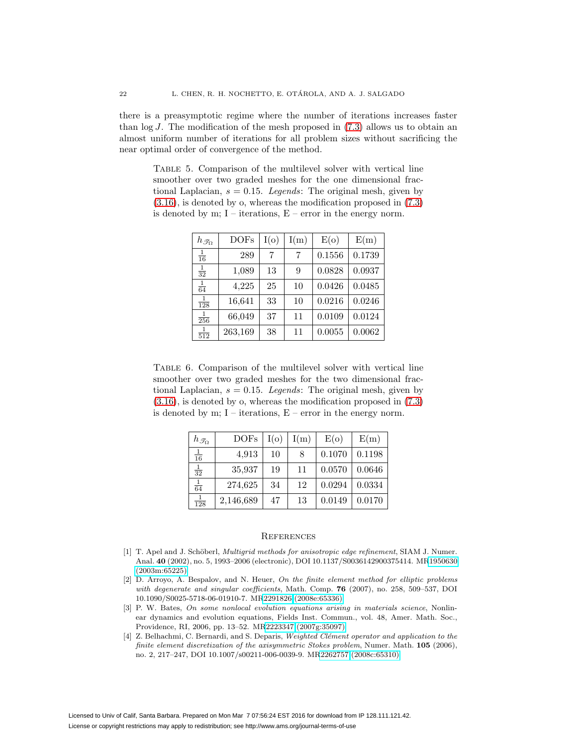there is a preasymptotic regime where the number of iterations increases faster than $\log J$. The modification of the mesh proposed in (7.3) allows us to obtain an almost uniform number of iterations for all problem sizes without sacrificing the near optimal order of convergence of the method.

TABLE 5. Comparison of the multilevel solver with vertical line smoother over two graded meshes for the one dimensional fractional Laplacian, $s = 0.15$. *Legends*: The original mesh, given by (3.16), is denoted by o, whereas the modification proposed in (7.3) is denoted by m; I – iterations, E – error in the energy norm.

| $h_{\mathscr{T}_\Omega}$ | DOFs | I(o) | I(m) | E(o) | E(m) |
|---|---|---|---|---|---|
| $\frac{1}{16}$ | 289 | 7 | 7 | 0.1556 | 0.1739 |
| $\frac{1}{32}$ | 1,089 | 13 | 9 | 0.0828 | 0.0937 |
| $\frac{1}{64}$ | 4,225 | 25 | 10 | 0.0426 | 0.0485 |
| $\frac{1}{128}$ | 16,641 | 33 | 10 | 0.0216 | 0.0246 |
| $\frac{1}{256}$ | 66,049 | 37 | 11 | 0.0109 | 0.0124 |
| $\frac{1}{512}$ | 263,169 | 38 | 11 | 0.0055 | 0.0062 |

TABLE 6. Comparison of the multilevel solver with vertical line smoother over two graded meshes for the two dimensional fractional Laplacian, $s = 0.15$. *Legends*: The original mesh, given by (3.16), is denoted by o, whereas the modification proposed in (7.3) is denoted by m; I – iterations, E – error in the energy norm.

| $h_{\mathscr{T}_\Omega}$ | DOFs | I(o) | I(m) | E(o) | E(m) |
|---|---|---|---|---|---|
| $\frac{1}{16}$ | 4,913 | 10 | 8 | 0.1070 | 0.1198 |
| $\frac{1}{32}$ | 35,937 | 19 | 11 | 0.0570 | 0.0646 |
| $\frac{1}{64}$ | 274,625 | 34 | 12 | 0.0294 | 0.0334 |
| $\frac{1}{128}$ | 2,146,689 | 47 | 13 | 0.0149 | 0.0170 |

## REFERENCES

[1] T. Apel and J. Schöberl, *Multigrid methods for anisotropic edge refinement*, SIAM J. Numer. Anal. **40** (2002), no. 5, 1993–2006 (electronic), DOI 10.1137/S0036142900375414. MR1950630 (2003m:65225)

[2] D. Arroyo, A. Bespalov, and N. Heuer, *On the finite element method for elliptic problems with degenerate and singular coefficients*, Math. Comp. **76** (2007), no. 258, 509–537, DOI 10.1090/S0025-5718-06-01910-7. MR2291826 (2008e:65336)

[3] P. W. Bates, *On some nonlocal evolution equations arising in materials science*, Nonlinear dynamics and evolution equations, Fields Inst. Commun., vol. 48, Amer. Math. Soc., Providence, RI, 2006, pp. 13–52. MR2223347 (2007g:35097)

[4] Z. Belhachmi, C. Bernardi, and S. Deparis, *Weighted Clément operator and application to the finite element discretization of the axisymmetric Stokes problem*, Numer. Math. **105** (2006), no. 2, 217–247, DOI 10.1007/s00211-006-0039-9. MR2262757 (2008c:65310)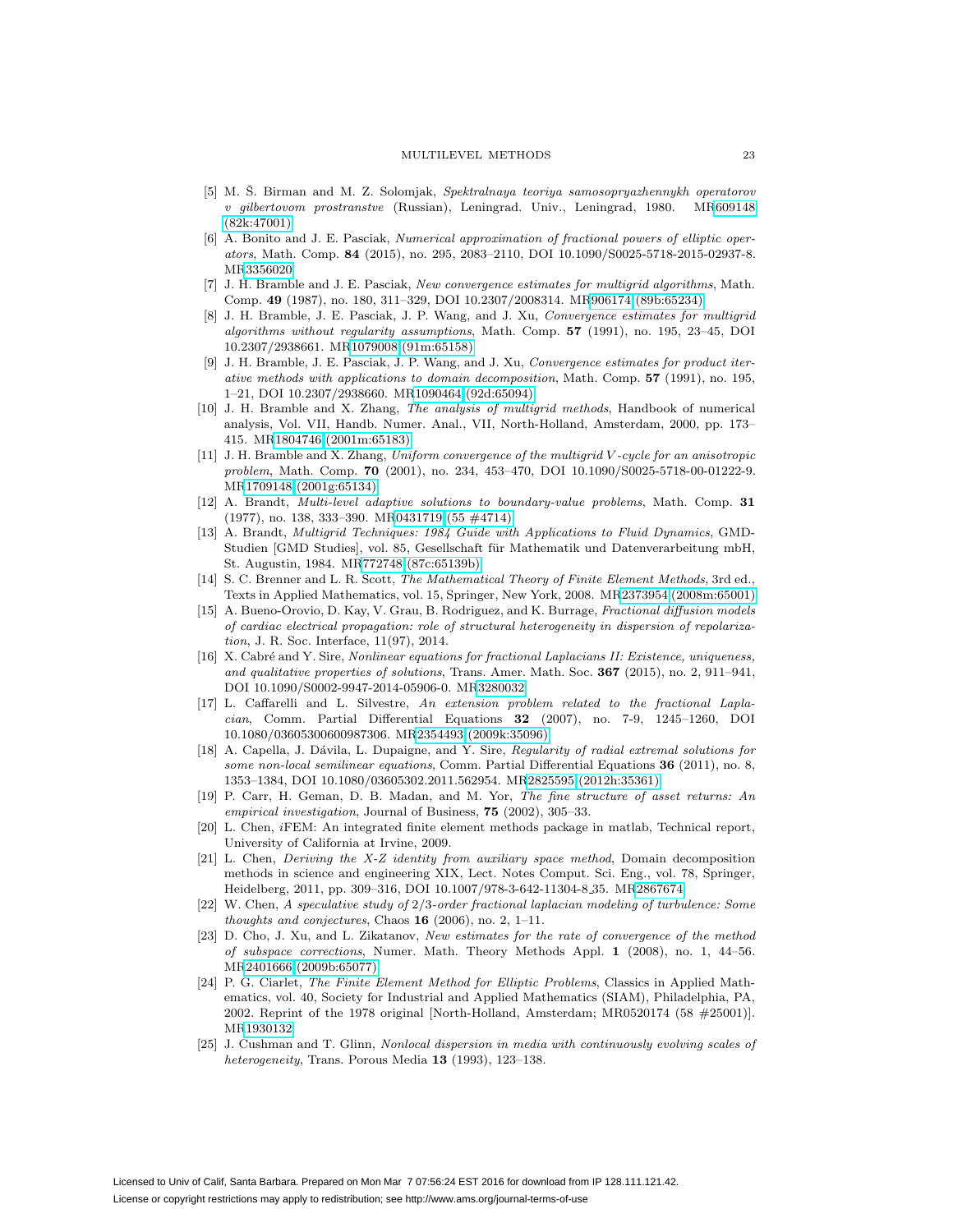[5] M. Š. Birman and M. Z. Solomjak, *Spektralnaya teoriya samosopryazhennykh operatorov v gilbertovom prostranstve* (Russian), Leningrad. Univ., Leningrad, 1980. MR609148 (82k:47001)

[6] A. Bonito and J. E. Pasciak, *Numerical approximation of fractional powers of elliptic operators*, Math. Comp. **84** (2015), no. 295, 2083–2110, DOI 10.1090/S0025-5718-2015-02937-8. MR3356020

[7] J. H. Bramble and J. E. Pasciak, *New convergence estimates for multigrid algorithms*, Math. Comp. **49** (1987), no. 180, 311–329, DOI 10.2307/2008314. MR906174 (89b:65234)

[8] J. H. Bramble, J. E. Pasciak, J. P. Wang, and J. Xu, *Convergence estimates for multigrid algorithms without regularity assumptions*, Math. Comp. **57** (1991), no. 195, 23–45, DOI 10.2307/2938661. MR1079008 (91m:65158)

[9] J. H. Bramble, J. E. Pasciak, J. P. Wang, and J. Xu, *Convergence estimates for product iterative methods with applications to domain decomposition*, Math. Comp. **57** (1991), no. 195, 1–21, DOI 10.2307/2938660. MR1090464 (92d:65094)

[10] J. H. Bramble and X. Zhang, *The analysis of multigrid methods*, Handbook of numerical analysis, Vol. VII, Handb. Numer. Anal., VII, North-Holland, Amsterdam, 2000, pp. 173–415. MR1804746 (2001m:65183)

[11] J. H. Bramble and X. Zhang, *Uniform convergence of the multigrid $V$-cycle for an anisotropic problem*, Math. Comp. **70** (2001), no. 234, 453–470, DOI 10.1090/S0025-5718-00-01222-9. MR1709148 (2001g:65134)

[12] A. Brandt, *Multi-level adaptive solutions to boundary-value problems*, Math. Comp. **31** (1977), no. 138, 333–390. MR0431719 (55 #4714)

[13] A. Brandt, *Multigrid Techniques: 1984 Guide with Applications to Fluid Dynamics*, GMD-Studien [GMD Studies], vol. 85, Gesellschaft für Mathematik und Datenverarbeitung mbH, St. Augustin, 1984. MR772748 (87c:65139b)

[14] S. C. Brenner and L. R. Scott, *The Mathematical Theory of Finite Element Methods*, 3rd ed., Texts in Applied Mathematics, vol. 15, Springer, New York, 2008. MR2373954 (2008m:65001)

[15] A. Bueno-Orovio, D. Kay, V. Grau, B. Rodriguez, and K. Burrage, *Fractional diffusion models of cardiac electrical propagation: role of structural heterogeneity in dispersion of repolarization*, J. R. Soc. Interface, 11(97), 2014.

[16] X. Cabré and Y. Sire, *Nonlinear equations for fractional Laplacians II: Existence, uniqueness, and qualitative properties of solutions*, Trans. Amer. Math. Soc. **367** (2015), no. 2, 911–941, DOI 10.1090/S0002-9947-2014-05906-0. MR3280032

[17] L. Caffarelli and L. Silvestre, *An extension problem related to the fractional Laplacian*, Comm. Partial Differential Equations **32** (2007), no. 7-9, 1245–1260, DOI 10.1080/03605300600987306. MR2354493 (2009k:35096)

[18] A. Capella, J. Dávila, L. Dupaigne, and Y. Sire, *Regularity of radial extremal solutions for some non-local semilinear equations*, Comm. Partial Differential Equations **36** (2011), no. 8, 1353–1384, DOI 10.1080/03605302.2011.562954. MR2825595 (2012h:35361)

[19] P. Carr, H. Geman, D. B. Madan, and M. Yor, *The fine structure of asset returns: An empirical investigation*, Journal of Business, **75** (2002), 305–33.

[20] L. Chen, *i*FEM: An integrated finite element methods package in matlab, Technical report, University of California at Irvine, 2009.

[21] L. Chen, *Deriving the X-Z identity from auxiliary space method*, Domain decomposition methods in science and engineering XIX, Lect. Notes Comput. Sci. Eng., vol. 78, Springer, Heidelberg, 2011, pp. 309–316, DOI 10.1007/978-3-642-11304-8_35. MR2867674

[22] W. Chen, *A speculative study of 2/3-order fractional laplacian modeling of turbulence: Some thoughts and conjectures*, Chaos **16** (2006), no. 2, 1–11.

[23] D. Cho, J. Xu, and L. Zikatanov, *New estimates for the rate of convergence of the method of subspace corrections*, Numer. Math. Theory Methods Appl. **1** (2008), no. 1, 44–56. MR2401666 (2009b:65077)

[24] P. G. Ciarlet, *The Finite Element Method for Elliptic Problems*, Classics in Applied Mathematics, vol. 40, Society for Industrial and Applied Mathematics (SIAM), Philadelphia, PA, 2002. Reprint of the 1978 original [North-Holland, Amsterdam; MR0520174 (58 #25001)]. MR1930132

[25] J. Cushman and T. Glinn, *Nonlocal dispersion in media with continuously evolving scales of heterogeneity*, Trans. Porous Media **13** (1993), 123–138.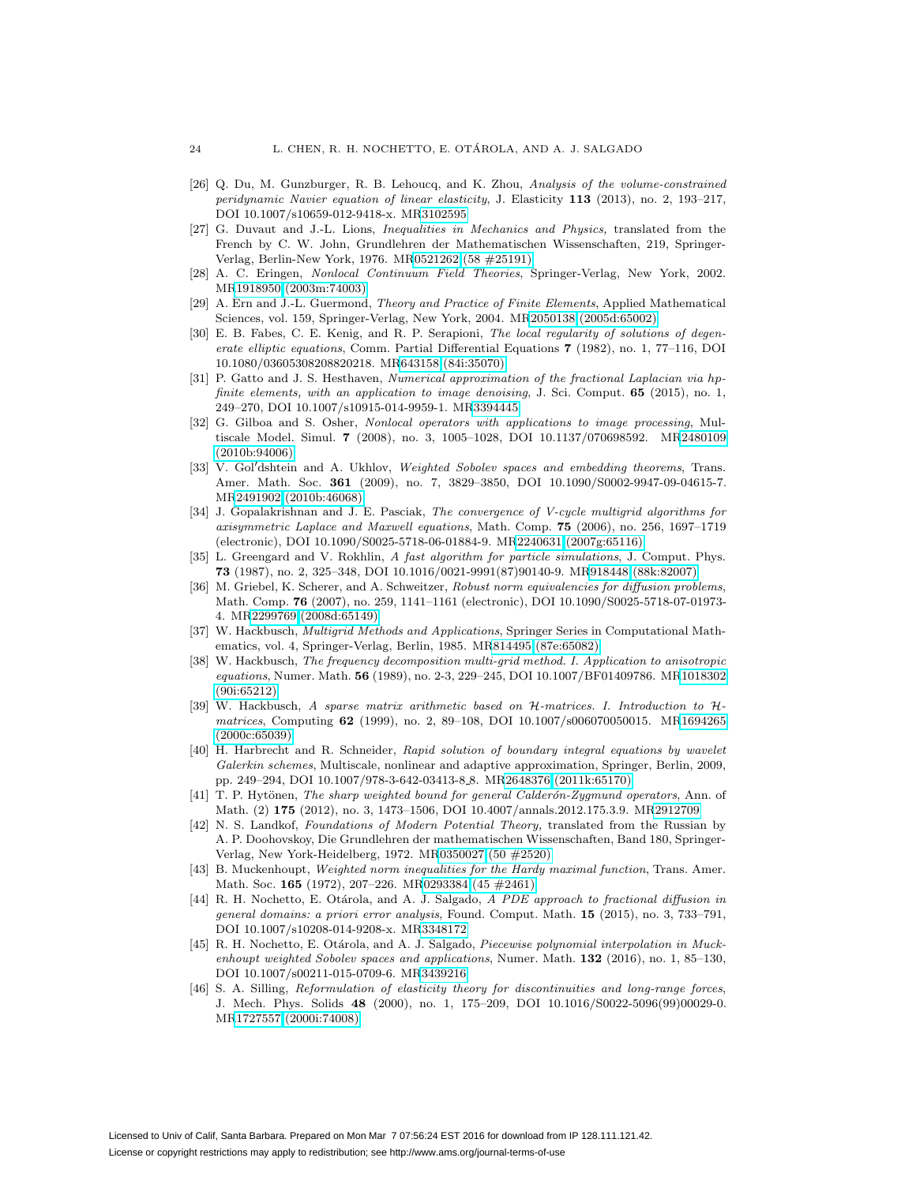[26] Q. Du, M. Gunzburger, R. B. Lehoucq, and K. Zhou, *Analysis of the volume-constrained peridynamic Navier equation of linear elasticity*, J. Elasticity **113** (2013), no. 2, 193–217, DOI 10.1007/s10659-012-9418-x. MR3102595

[27] G. Duvaut and J.-L. Lions, *Inequalities in Mechanics and Physics,* translated from the French by C. W. John, Grundlehren der Mathematischen Wissenschaften, 219, Springer-Verlag, Berlin-New York, 1976. MR0521262 (58 #25191)

[28] A. C. Eringen, *Nonlocal Continuum Field Theories*, Springer-Verlag, New York, 2002. MR1918950 (2003m:74003)

[29] A. Ern and J.-L. Guermond, *Theory and Practice of Finite Elements*, Applied Mathematical Sciences, vol. 159, Springer-Verlag, New York, 2004. MR2050138 (2005d:65002)

[30] E. B. Fabes, C. E. Kenig, and R. P. Serapioni, *The local regularity of solutions of degenerate elliptic equations*, Comm. Partial Differential Equations **7** (1982), no. 1, 77–116, DOI 10.1080/03605308208820218. MR643158 (84i:35070)

[31] P. Gatto and J. S. Hesthaven, *Numerical approximation of the fractional Laplacian via hp-finite elements, with an application to image denoising*, J. Sci. Comput. **65** (2015), no. 1, 249–270, DOI 10.1007/s10915-014-9959-1. MR3394445

[32] G. Gilboa and S. Osher, *Nonlocal operators with applications to image processing*, Multiscale Model. Simul. **7** (2008), no. 3, 1005–1028, DOI 10.1137/070698592. MR2480109 (2010b:94006)

[33] V. Gol′dshtein and A. Ukhlov, *Weighted Sobolev spaces and embedding theorems*, Trans. Amer. Math. Soc. **361** (2009), no. 7, 3829–3850, DOI 10.1090/S0002-9947-09-04615-7. MR2491902 (2010b:46068)

[34] J. Gopalakrishnan and J. E. Pasciak, *The convergence of V-cycle multigrid algorithms for axisymmetric Laplace and Maxwell equations*, Math. Comp. **75** (2006), no. 256, 1697–1719 (electronic), DOI 10.1090/S0025-5718-06-01884-9. MR2240631 (2007g:65116)

[35] L. Greengard and V. Rokhlin, *A fast algorithm for particle simulations*, J. Comput. Phys. **73** (1987), no. 2, 325–348, DOI 10.1016/0021-9991(87)90140-9. MR918448 (88k:82007)

[36] M. Griebel, K. Scherer, and A. Schweitzer, *Robust norm equivalencies for diffusion problems*, Math. Comp. **76** (2007), no. 259, 1141–1161 (electronic), DOI 10.1090/S0025-5718-07-01973-4. MR2299769 (2008d:65149)

[37] W. Hackbusch, *Multigrid Methods and Applications*, Springer Series in Computational Mathematics, vol. 4, Springer-Verlag, Berlin, 1985. MR814495 (87e:65082)

[38] W. Hackbusch, *The frequency decomposition multi-grid method. I. Application to anisotropic equations*, Numer. Math. **56** (1989), no. 2-3, 229–245, DOI 10.1007/BF01409786. MR1018302 (90i:65212)

[39] W. Hackbusch, *A sparse matrix arithmetic based on $\mathcal{H}$-matrices. I. Introduction to $\mathcal{H}$-matrices*, Computing **62** (1999), no. 2, 89–108, DOI 10.1007/s006070050015. MR1694265 (2000c:65039)

[40] H. Harbrecht and R. Schneider, *Rapid solution of boundary integral equations by wavelet Galerkin schemes*, Multiscale, nonlinear and adaptive approximation, Springer, Berlin, 2009, pp. 249–294, DOI 10.1007/978-3-642-03413-8_8. MR2648376 (2011k:65170)

[41] T. P. Hytönen, *The sharp weighted bound for general Calderón-Zygmund operators*, Ann. of Math. (2) **175** (2012), no. 3, 1473–1506, DOI 10.4007/annals.2012.175.3.9. MR2912709

[42] N. S. Landkof, *Foundations of Modern Potential Theory*, translated from the Russian by A. P. Doohovskoy, Die Grundlehren der mathematischen Wissenschaften, Band 180, Springer-Verlag, New York-Heidelberg, 1972. MR0350027 (50 #2520)

[43] B. Muckenhoupt, *Weighted norm inequalities for the Hardy maximal function*, Trans. Amer. Math. Soc. **165** (1972), 207–226. MR0293384 (45 #2461)

[44] R. H. Nochetto, E. Otárola, and A. J. Salgado, *A PDE approach to fractional diffusion in general domains: a priori error analysis*, Found. Comput. Math. **15** (2015), no. 3, 733–791, DOI 10.1007/s10208-014-9208-x. MR3348172

[45] R. H. Nochetto, E. Otárola, and A. J. Salgado, *Piecewise polynomial interpolation in Muckenhoupt weighted Sobolev spaces and applications*, Numer. Math. **132** (2016), no. 1, 85–130, DOI 10.1007/s00211-015-0709-6. MR3439216

[46] S. A. Silling, *Reformulation of elasticity theory for discontinuities and long-range forces*, J. Mech. Phys. Solids **48** (2000), no. 1, 175–209, DOI 10.1016/S0022-5096(99)00029-0. MR1727557 (2000i:74008)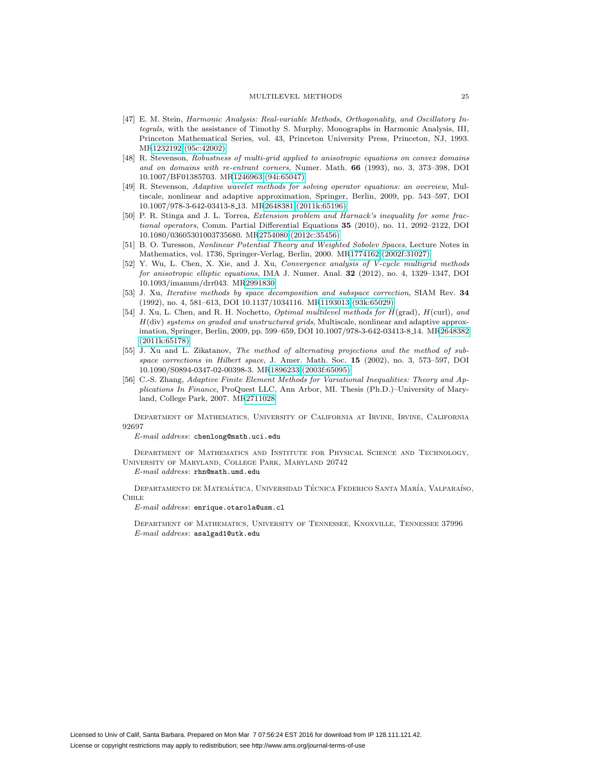[47] E. M. Stein, *Harmonic Analysis: Real-variable Methods, Orthogonality, and Oscillatory Integrals,* with the assistance of Timothy S. Murphy, Monographs in Harmonic Analysis, III, Princeton Mathematical Series, vol. 43, Princeton University Press, Princeton, NJ, 1993. MR1232192 (95c:42002)

[48] R. Stevenson, *Robustness of multi-grid applied to anisotropic equations on convex domains and on domains with re-entrant corners*, Numer. Math. **66** (1993), no. 3, 373–398, DOI 10.1007/BF01385703. MR1246963 (94i:65047)

[49] R. Stevenson, *Adaptive wavelet methods for solving operator equations: an overview*, Multiscale, nonlinear and adaptive approximation, Springer, Berlin, 2009, pp. 543–597, DOI 10.1007/978-3-642-03413-8_13. MR2648381 (2011k:65196)

[50] P. R. Stinga and J. L. Torrea, *Extension problem and Harnack's inequality for some fractional operators*, Comm. Partial Differential Equations **35** (2010), no. 11, 2092–2122, DOI 10.1080/03605301003735680. MR2754080 (2012c:35456)

[51] B. O. Turesson, *Nonlinear Potential Theory and Weighted Sobolev Spaces*, Lecture Notes in Mathematics, vol. 1736, Springer-Verlag, Berlin, 2000. MR1774162 (2002f:31027)

[52] Y. Wu, L. Chen, X. Xie, and J. Xu, *Convergence analysis of V-cycle multigrid methods for anisotropic elliptic equations*, IMA J. Numer. Anal. **32** (2012), no. 4, 1329–1347, DOI 10.1093/imanum/drr043. MR2991830

[53] J. Xu, *Iterative methods by space decomposition and subspace correction*, SIAM Rev. **34** (1992), no. 4, 581–613, DOI 10.1137/1034116. MR1193013 (93k:65029)

[54] J. Xu, L. Chen, and R. H. Nochetto, *Optimal multilevel methods for $H(\mathrm{grad})$, $H(\mathrm{curl})$, and $H(\mathrm{div})$ systems on graded and unstructured grids*, Multiscale, nonlinear and adaptive approximation, Springer, Berlin, 2009, pp. 599–659, DOI 10.1007/978-3-642-03413-8_14. MR2648382 (2011k:65178)

[55] J. Xu and L. Zikatanov, *The method of alternating projections and the method of subspace corrections in Hilbert space*, J. Amer. Math. Soc. **15** (2002), no. 3, 573–597, DOI 10.1090/S0894-0347-02-00398-3. MR1896233 (2003f:65095)

[56] C.-S. Zhang, *Adaptive Finite Element Methods for Variational Inequalities: Theory and Applications In Finance*, ProQuest LLC, Ann Arbor, MI. Thesis (Ph.D.)–University of Maryland, College Park, 2007. MR2711028

Department of Mathematics, University of California at Irvine, Irvine, California 92697

*E-mail address*: chenlong@math.uci.edu

Department of Mathematics and Institute for Physical Science and Technology, University of Maryland, College Park, Maryland 20742

*E-mail address*: rhn@math.umd.edu

Departamento de Matemática, Universidad Técnica Federico Santa María, Valparaíso, Chile

*E-mail address*: enrique.otarola@usm.cl

Department of Mathematics, University of Tennessee, Knoxville, Tennessee 37996

*E-mail address*: asalgad1@utk.edu